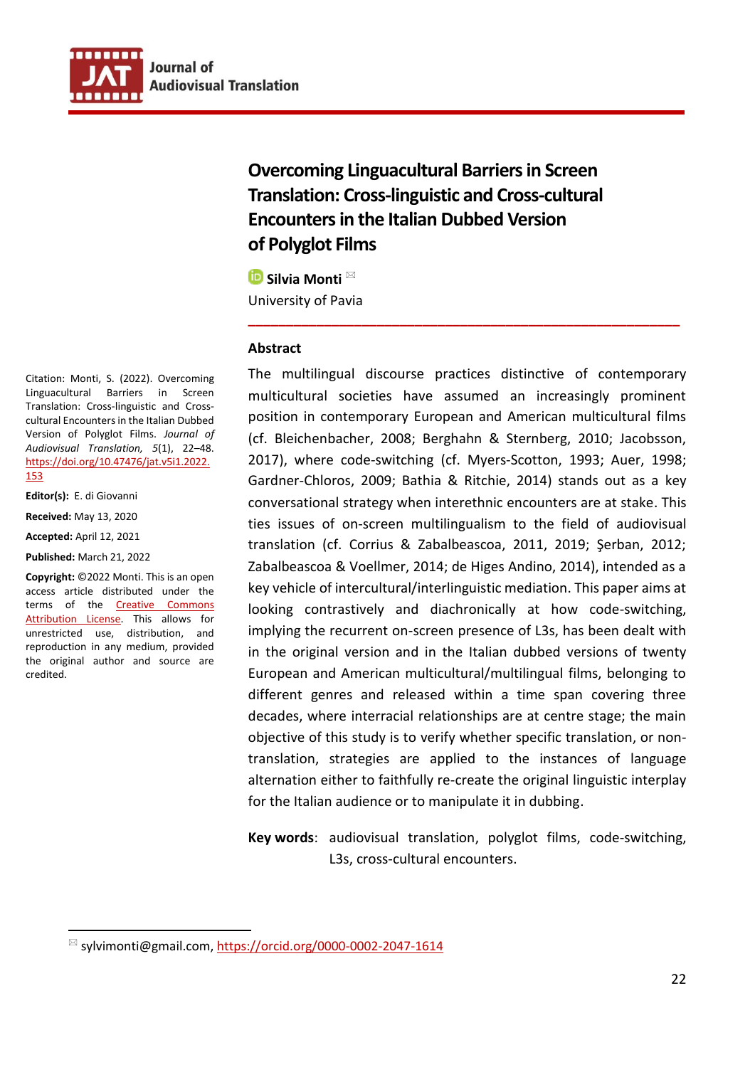# Overcoming Linguacultural Barriers in Screen Translation: Cross-linguistic and Cross-cultural Encounters in the Italian Dubbed Version of Polyglot Films

**Silvia Monti** ✉

University of Pavia

Citation: Monti, S. (2022). Overcoming Linguacultural Barriers in Screen Translation: Cross-linguistic and Cross-cultural Encounters in the Italian Dubbed Version of Polyglot Films. *Journal of Audiovisual Translation, 5*(1), 22–48. https://doi.org/10.47476/jat.v5i1.2022.153

**Editor(s):** E. di Giovanni

**Received:** May 13, 2020

**Accepted:** April 12, 2021

**Published:** March 21, 2022

**Copyright:** ©2022 Monti. This is an open access article distributed under the terms of the Creative Commons Attribution License. This allows for unrestricted use, distribution, and reproduction in any medium, provided the original author and source are credited.

## Abstract

The multilingual discourse practices distinctive of contemporary multicultural societies have assumed an increasingly prominent position in contemporary European and American multicultural films (cf. Bleichenbacher, 2008; Berghahn & Sternberg, 2010; Jacobsson, 2017), where code-switching (cf. Myers-Scotton, 1993; Auer, 1998; Gardner-Chloros, 2009; Bathia & Ritchie, 2014) stands out as a key conversational strategy when interethnic encounters are at stake. This ties issues of on-screen multilingualism to the field of audiovisual translation (cf. Corrius & Zabalbeascoa, 2011, 2019; Şerban, 2012; Zabalbeascoa & Voellmer, 2014; de Higes Andino, 2014), intended as a key vehicle of intercultural/interlinguistic mediation. This paper aims at looking contrastively and diachronically at how code-switching, implying the recurrent on-screen presence of L3s, has been dealt with in the original version and in the Italian dubbed versions of twenty European and American multicultural/multilingual films, belonging to different genres and released within a time span covering three decades, where interracial relationships are at centre stage; the main objective of this study is to verify whether specific translation, or non-translation, strategies are applied to the instances of language alternation either to faithfully re-create the original linguistic interplay for the Italian audience or to manipulate it in dubbing.

**Key words**: audiovisual translation, polyglot films, code-switching, L3s, cross-cultural encounters.

---

✉ sylvimonti@gmail.com, https://orcid.org/0000-0002-2047-1614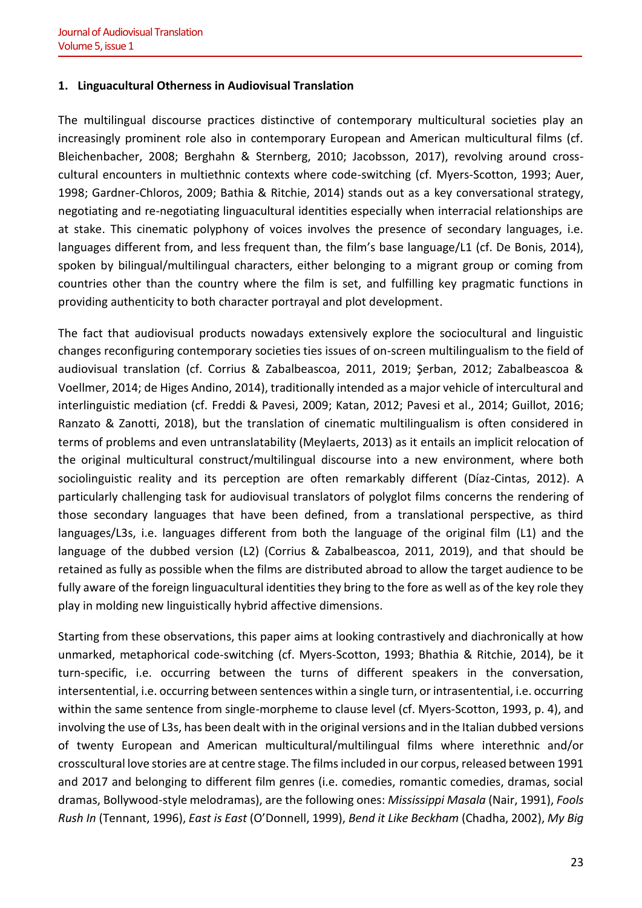## 1. Linguacultural Otherness in Audiovisual Translation

The multilingual discourse practices distinctive of contemporary multicultural societies play an increasingly prominent role also in contemporary European and American multicultural films (cf. Bleichenbacher, 2008; Berghahn & Sternberg, 2010; Jacobsson, 2017), revolving around cross-cultural encounters in multiethnic contexts where code-switching (cf. Myers-Scotton, 1993; Auer, 1998; Gardner-Chloros, 2009; Bathia & Ritchie, 2014) stands out as a key conversational strategy, negotiating and re-negotiating linguacultural identities especially when interracial relationships are at stake. This cinematic polyphony of voices involves the presence of secondary languages, i.e. languages different from, and less frequent than, the film's base language/L1 (cf. De Bonis, 2014), spoken by bilingual/multilingual characters, either belonging to a migrant group or coming from countries other than the country where the film is set, and fulfilling key pragmatic functions in providing authenticity to both character portrayal and plot development.

The fact that audiovisual products nowadays extensively explore the sociocultural and linguistic changes reconfiguring contemporary societies ties issues of on-screen multilingualism to the field of audiovisual translation (cf. Corrius & Zabalbeascoa, 2011, 2019; Şerban, 2012; Zabalbeascoa & Voellmer, 2014; de Higes Andino, 2014), traditionally intended as a major vehicle of intercultural and interlinguistic mediation (cf. Freddi & Pavesi, 2009; Katan, 2012; Pavesi et al., 2014; Guillot, 2016; Ranzato & Zanotti, 2018), but the translation of cinematic multilingualism is often considered in terms of problems and even untranslatability (Meylaerts, 2013) as it entails an implicit relocation of the original multicultural construct/multilingual discourse into a new environment, where both sociolinguistic reality and its perception are often remarkably different (Díaz-Cintas, 2012). A particularly challenging task for audiovisual translators of polyglot films concerns the rendering of those secondary languages that have been defined, from a translational perspective, as third languages/L3s, i.e. languages different from both the language of the original film (L1) and the language of the dubbed version (L2) (Corrius & Zabalbeascoa, 2011, 2019), and that should be retained as fully as possible when the films are distributed abroad to allow the target audience to be fully aware of the foreign linguacultural identities they bring to the fore as well as of the key role they play in molding new linguistically hybrid affective dimensions.

Starting from these observations, this paper aims at looking contrastively and diachronically at how unmarked, metaphorical code-switching (cf. Myers-Scotton, 1993; Bhatia & Ritchie, 2014), be it turn-specific, i.e. occurring between the turns of different speakers in the conversation, intersentential, i.e. occurring between sentences within a single turn, or intrasentential, i.e. occurring within the same sentence from single-morpheme to clause level (cf. Myers-Scotton, 1993, p. 4), and involving the use of L3s, has been dealt with in the original versions and in the Italian dubbed versions of twenty European and American multicultural/multilingual films where interethnic and/or crosscultural love stories are at centre stage. The films included in our corpus, released between 1991 and 2017 and belonging to different film genres (i.e. comedies, romantic comedies, dramas, social dramas, Bollywood-style melodramas), are the following ones: *Mississippi Masala* (Nair, 1991), *Fools Rush In* (Tennant, 1996), *East is East* (O'Donnell, 1999), *Bend it Like Beckham* (Chadha, 2002), *My Big*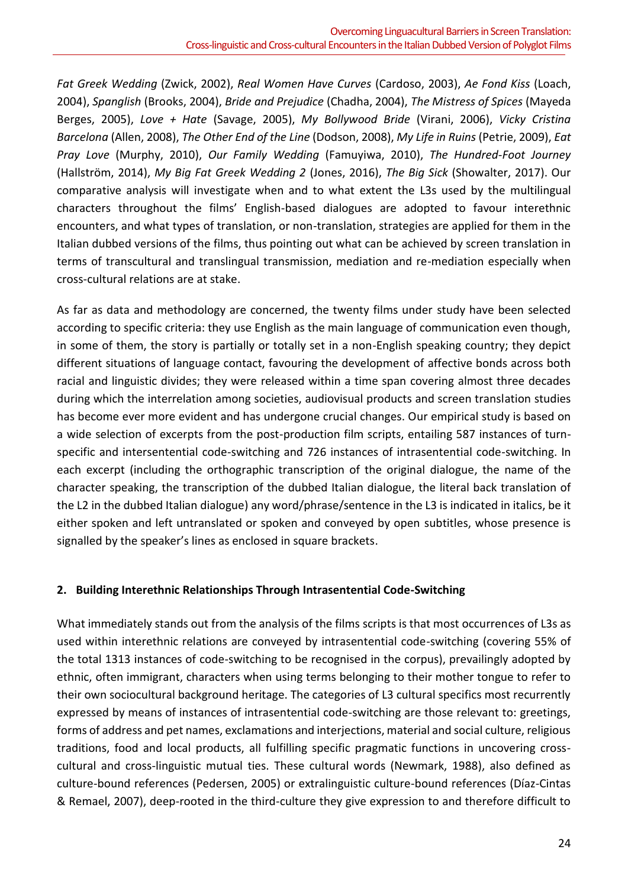*Fat Greek Wedding* (Zwick, 2002), *Real Women Have Curves* (Cardoso, 2003), *Ae Fond Kiss* (Loach, 2004), *Spanglish* (Brooks, 2004), *Bride and Prejudice* (Chadha, 2004), *The Mistress of Spices* (Mayeda Berges, 2005), *Love + Hate* (Savage, 2005), *My Bollywood Bride* (Virani, 2006), *Vicky Cristina Barcelona* (Allen, 2008), *The Other End of the Line* (Dodson, 2008), *My Life in Ruins* (Petrie, 2009), *Eat Pray Love* (Murphy, 2010), *Our Family Wedding* (Famuyiwa, 2010), *The Hundred-Foot Journey* (Hallström, 2014), *My Big Fat Greek Wedding 2* (Jones, 2016), *The Big Sick* (Showalter, 2017). Our comparative analysis will investigate when and to what extent the L3s used by the multilingual characters throughout the films' English-based dialogues are adopted to favour interethnic encounters, and what types of translation, or non-translation, strategies are applied for them in the Italian dubbed versions of the films, thus pointing out what can be achieved by screen translation in terms of transcultural and translingual transmission, mediation and re-mediation especially when cross-cultural relations are at stake.

As far as data and methodology are concerned, the twenty films under study have been selected according to specific criteria: they use English as the main language of communication even though, in some of them, the story is partially or totally set in a non-English speaking country; they depict different situations of language contact, favouring the development of affective bonds across both racial and linguistic divides; they were released within a time span covering almost three decades during which the interrelation among societies, audiovisual products and screen translation studies has become ever more evident and has undergone crucial changes. Our empirical study is based on a wide selection of excerpts from the post-production film scripts, entailing 587 instances of turn-specific and intersentential code-switching and 726 instances of intrasentential code-switching. In each excerpt (including the orthographic transcription of the original dialogue, the name of the character speaking, the transcription of the dubbed Italian dialogue, the literal back translation of the L2 in the dubbed Italian dialogue) any word/phrase/sentence in the L3 is indicated in italics, be it either spoken and left untranslated or spoken and conveyed by open subtitles, whose presence is signalled by the speaker's lines as enclosed in square brackets.

## 2. Building Interethnic Relationships Through Intrasentential Code-Switching

What immediately stands out from the analysis of the films scripts is that most occurrences of L3s as used within interethnic relations are conveyed by intrasentential code-switching (covering 55% of the total 1313 instances of code-switching to be recognised in the corpus), prevailingly adopted by ethnic, often immigrant, characters when using terms belonging to their mother tongue to refer to their own sociocultural background heritage. The categories of L3 cultural specifics most recurrently expressed by means of instances of intrasentential code-switching are those relevant to: greetings, forms of address and pet names, exclamations and interjections, material and social culture, religious traditions, food and local products, all fulfilling specific pragmatic functions in uncovering cross-cultural and cross-linguistic mutual ties. These cultural words (Newmark, 1988), also defined as culture-bound references (Pedersen, 2005) or extralinguistic culture-bound references (Díaz-Cintas & Remael, 2007), deep-rooted in the third-culture they give expression to and therefore difficult to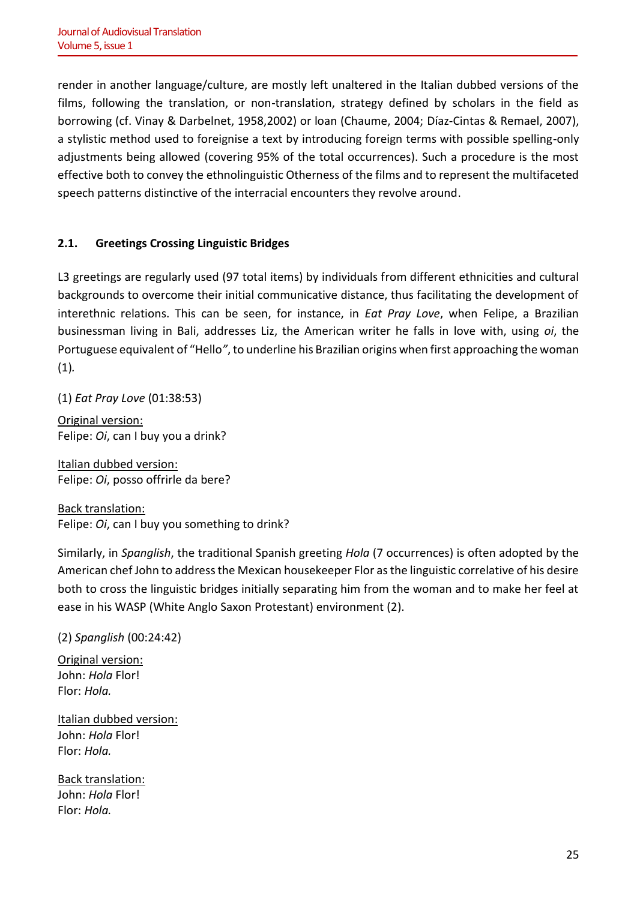render in another language/culture, are mostly left unaltered in the Italian dubbed versions of the films, following the translation, or non-translation, strategy defined by scholars in the field as borrowing (cf. Vinay & Darbelnet, 1958,2002) or loan (Chaume, 2004; Díaz-Cintas & Remael, 2007), a stylistic method used to foreignise a text by introducing foreign terms with possible spelling-only adjustments being allowed (covering 95% of the total occurrences). Such a procedure is the most effective both to convey the ethnolinguistic Otherness of the films and to represent the multifaceted speech patterns distinctive of the interracial encounters they revolve around.

### 2.1. Greetings Crossing Linguistic Bridges

L3 greetings are regularly used (97 total items) by individuals from different ethnicities and cultural backgrounds to overcome their initial communicative distance, thus facilitating the development of interethnic relations. This can be seen, for instance, in *Eat Pray Love*, when Felipe, a Brazilian businessman living in Bali, addresses Liz, the American writer he falls in love with, using *oi*, the Portuguese equivalent of "Hello", to underline his Brazilian origins when first approaching the woman (1).

(1) *Eat Pray Love* (01:38:53)

Original version:
Felipe: *Oi*, can I buy you a drink?

Italian dubbed version:
Felipe: *Oi*, posso offrirle da bere?

Back translation:
Felipe: *Oi*, can I buy you something to drink?

Similarly, in *Spanglish*, the traditional Spanish greeting *Hola* (7 occurrences) is often adopted by the American chef John to address the Mexican housekeeper Flor as the linguistic correlative of his desire both to cross the linguistic bridges initially separating him from the woman and to make her feel at ease in his WASP (White Anglo Saxon Protestant) environment (2).

(2) *Spanglish* (00:24:42)

Original version:
John: *Hola* Flor!
Flor: *Hola.*

Italian dubbed version:
John: *Hola* Flor!
Flor: *Hola.*

Back translation:
John: *Hola* Flor!
Flor: *Hola.*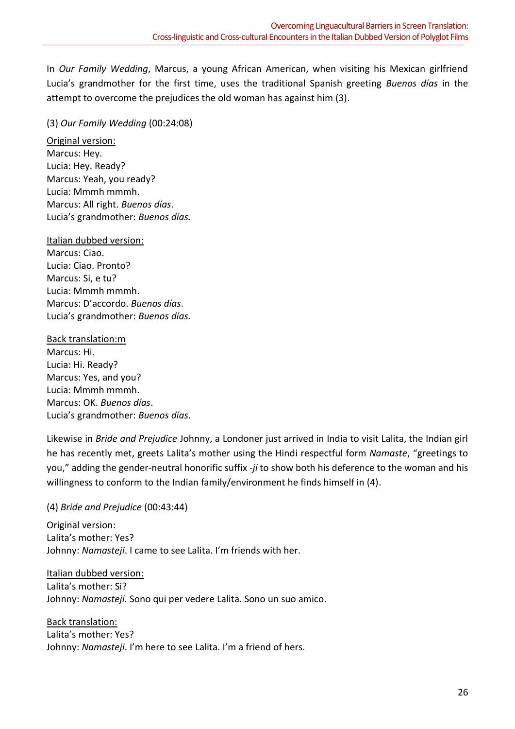In *Our Family Wedding*, Marcus, a young African American, when visiting his Mexican girlfriend Lucia's grandmother for the first time, uses the traditional Spanish greeting *Buenos días* in the attempt to overcome the prejudices the old woman has against him (3).

(3) *Our Family Wedding* (00:24:08)

Original version:
Marcus: Hey.
Lucia: Hey. Ready?
Marcus: Yeah, you ready?
Lucia: Mmmh mmmh.
Marcus: All right. *Buenos días*.
Lucia's grandmother: *Buenos días.*

Italian dubbed version:
Marcus: Ciao.
Lucia: Ciao. Pronto?
Marcus: Si, e tu?
Lucia: Mmmh mmmh.
Marcus: D'accordo. *Buenos días*.
Lucia's grandmother: *Buenos días.*

Back translation:m
Marcus: Hi.
Lucia: Hi. Ready?
Marcus: Yes, and you?
Lucia: Mmmh mmmh.
Marcus: OK. *Buenos días*.
Lucia's grandmother: *Buenos días*.

Likewise in *Bride and Prejudice* Johnny, a Londoner just arrived in India to visit Lalita, the Indian girl he has recently met, greets Lalita's mother using the Hindi respectful form *Namaste*, "greetings to you," adding the gender-neutral honorific suffix *-ji* to show both his deference to the woman and his willingness to conform to the Indian family/environment he finds himself in (4).

(4) *Bride and Prejudice* (00:43:44)

Original version:
Lalita's mother: Yes?
Johnny: *Namasteji*. I came to see Lalita. I'm friends with her.

Italian dubbed version:
Lalita's mother: Si?
Johnny: *Namasteji.* Sono qui per vedere Lalita. Sono un suo amico.

Back translation:
Lalita's mother: Yes?
Johnny: *Namasteji*. I'm here to see Lalita. I'm a friend of hers.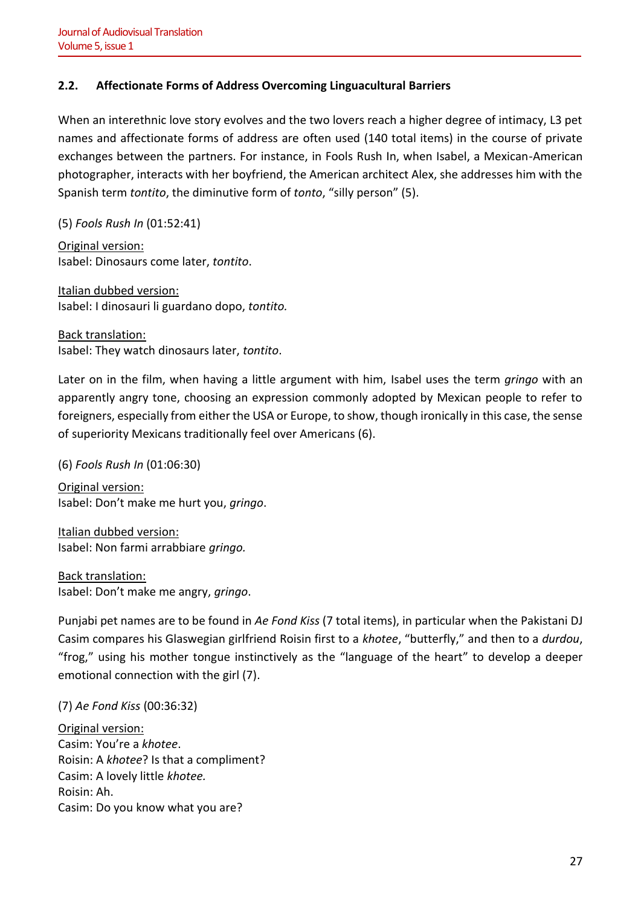### 2.2. Affectionate Forms of Address Overcoming Linguacultural Barriers

When an interethnic love story evolves and the two lovers reach a higher degree of intimacy, L3 pet names and affectionate forms of address are often used (140 total items) in the course of private exchanges between the partners. For instance, in Fools Rush In, when Isabel, a Mexican-American photographer, interacts with her boyfriend, the American architect Alex, she addresses him with the Spanish term *tontito*, the diminutive form of *tonto*, "silly person" (5).

(5) *Fools Rush In* (01:52:41)

Original version:
Isabel: Dinosaurs come later, *tontito*.

Italian dubbed version:
Isabel: I dinosauri li guardano dopo, *tontito.*

Back translation:
Isabel: They watch dinosaurs later, *tontito*.

Later on in the film, when having a little argument with him, Isabel uses the term *gringo* with an apparently angry tone, choosing an expression commonly adopted by Mexican people to refer to foreigners, especially from either the USA or Europe, to show, though ironically in this case, the sense of superiority Mexicans traditionally feel over Americans (6).

(6) *Fools Rush In* (01:06:30)

Original version:
Isabel: Don't make me hurt you, *gringo*.

Italian dubbed version:
Isabel: Non farmi arrabbiare *gringo.*

Back translation:
Isabel: Don't make me angry, *gringo*.

Punjabi pet names are to be found in *Ae Fond Kiss* (7 total items), in particular when the Pakistani DJ Casim compares his Glaswegian girlfriend Roisin first to a *khotee*, "butterfly," and then to a *durdou*, "frog," using his mother tongue instinctively as the "language of the heart" to develop a deeper emotional connection with the girl (7).

(7) *Ae Fond Kiss* (00:36:32)

Original version:
Casim: You're a *khotee*.
Roisin: A *khotee*? Is that a compliment?
Casim: A lovely little *khotee.*
Roisin: Ah.
Casim: Do you know what you are?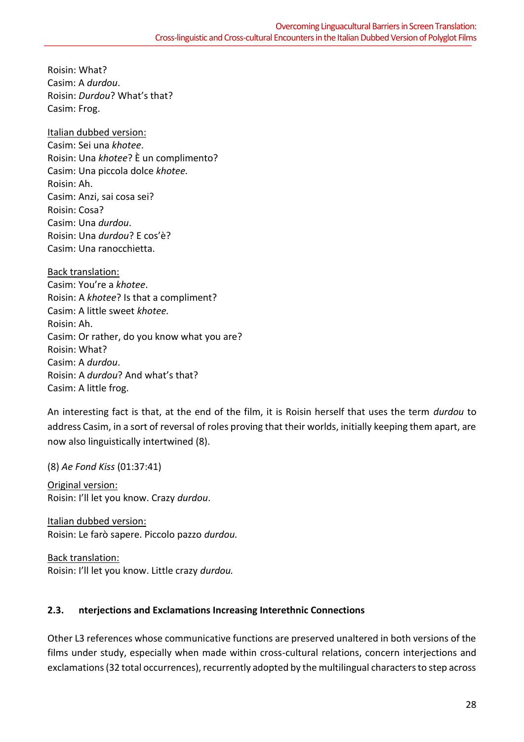Roisin: What?
Casim: A *durdou*.
Roisin: *Durdou*? What's that?
Casim: Frog.

Italian dubbed version:
Casim: Sei una *khotee*.
Roisin: Una *khotee*? È un complimento?
Casim: Una piccola dolce *khotee.*
Roisin: Ah.
Casim: Anzi, sai cosa sei?
Roisin: Cosa?
Casim: Una *durdou*.
Roisin: Una *durdou*? E cos'è?
Casim: Una ranocchietta.

Back translation:
Casim: You're a *khotee*.
Roisin: A *khotee*? Is that a compliment?
Casim: A little sweet *khotee.*
Roisin: Ah.
Casim: Or rather, do you know what you are?
Roisin: What?
Casim: A *durdou*.
Roisin: A *durdou*? And what's that?
Casim: A little frog.

An interesting fact is that, at the end of the film, it is Roisin herself that uses the term *durdou* to address Casim, in a sort of reversal of roles proving that their worlds, initially keeping them apart, are now also linguistically intertwined (8).

(8) *Ae Fond Kiss* (01:37:41)

Original version:
Roisin: I'll let you know. Crazy *durdou*.

Italian dubbed version:
Roisin: Le farò sapere. Piccolo pazzo *durdou.*

Back translation:
Roisin: I'll let you know. Little crazy *durdou.*

### 2.3. nterjections and Exclamations Increasing Interethnic Connections

Other L3 references whose communicative functions are preserved unaltered in both versions of the films under study, especially when made within cross-cultural relations, concern interjections and exclamations (32 total occurrences), recurrently adopted by the multilingual characters to step across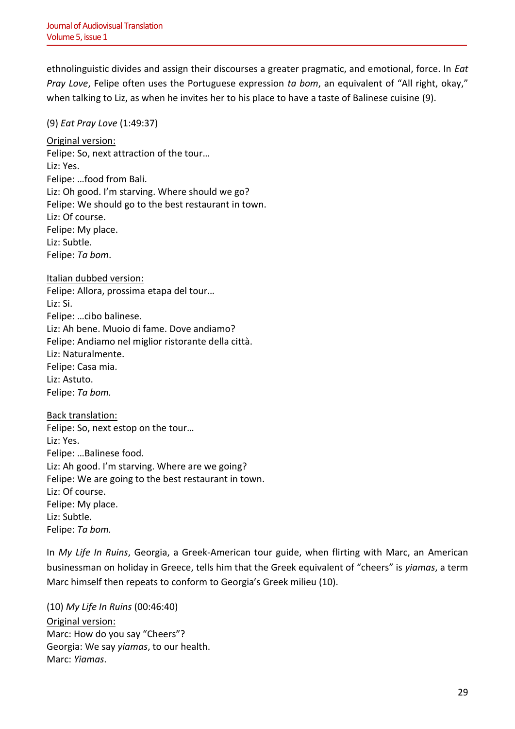ethnolinguistic divides and assign their discourses a greater pragmatic, and emotional, force. In *Eat Pray Love*, Felipe often uses the Portuguese expression *ta bom*, an equivalent of "All right, okay," when talking to Liz, as when he invites her to his place to have a taste of Balinese cuisine (9).

(9) *Eat Pray Love* (1:49:37)

Original version:
Felipe: So, next attraction of the tour…
Liz: Yes.
Felipe: …food from Bali.
Liz: Oh good. I'm starving. Where should we go?
Felipe: We should go to the best restaurant in town.
Liz: Of course.
Felipe: My place.
Liz: Subtle.
Felipe: *Ta bom*.

Italian dubbed version:
Felipe: Allora, prossima etapa del tour…
Liz: Si.
Felipe: …cibo balinese.
Liz: Ah bene. Muoio di fame. Dove andiamo?
Felipe: Andiamo nel miglior ristorante della città.
Liz: Naturalmente.
Felipe: Casa mia.
Liz: Astuto.
Felipe: *Ta bom.*

Back translation:
Felipe: So, next estop on the tour…
Liz: Yes.
Felipe: …Balinese food.
Liz: Ah good. I'm starving. Where are we going?
Felipe: We are going to the best restaurant in town.
Liz: Of course.
Felipe: My place.
Liz: Subtle.
Felipe: *Ta bom.*

In *My Life In Ruins*, Georgia, a Greek-American tour guide, when flirting with Marc, an American businessman on holiday in Greece, tells him that the Greek equivalent of "cheers" is *yiamas*, a term Marc himself then repeats to conform to Georgia's Greek milieu (10).

(10) *My Life In Ruins* (00:46:40)
Original version:
Marc: How do you say "Cheers"?
Georgia: We say *yiamas*, to our health.
Marc: *Yiamas*.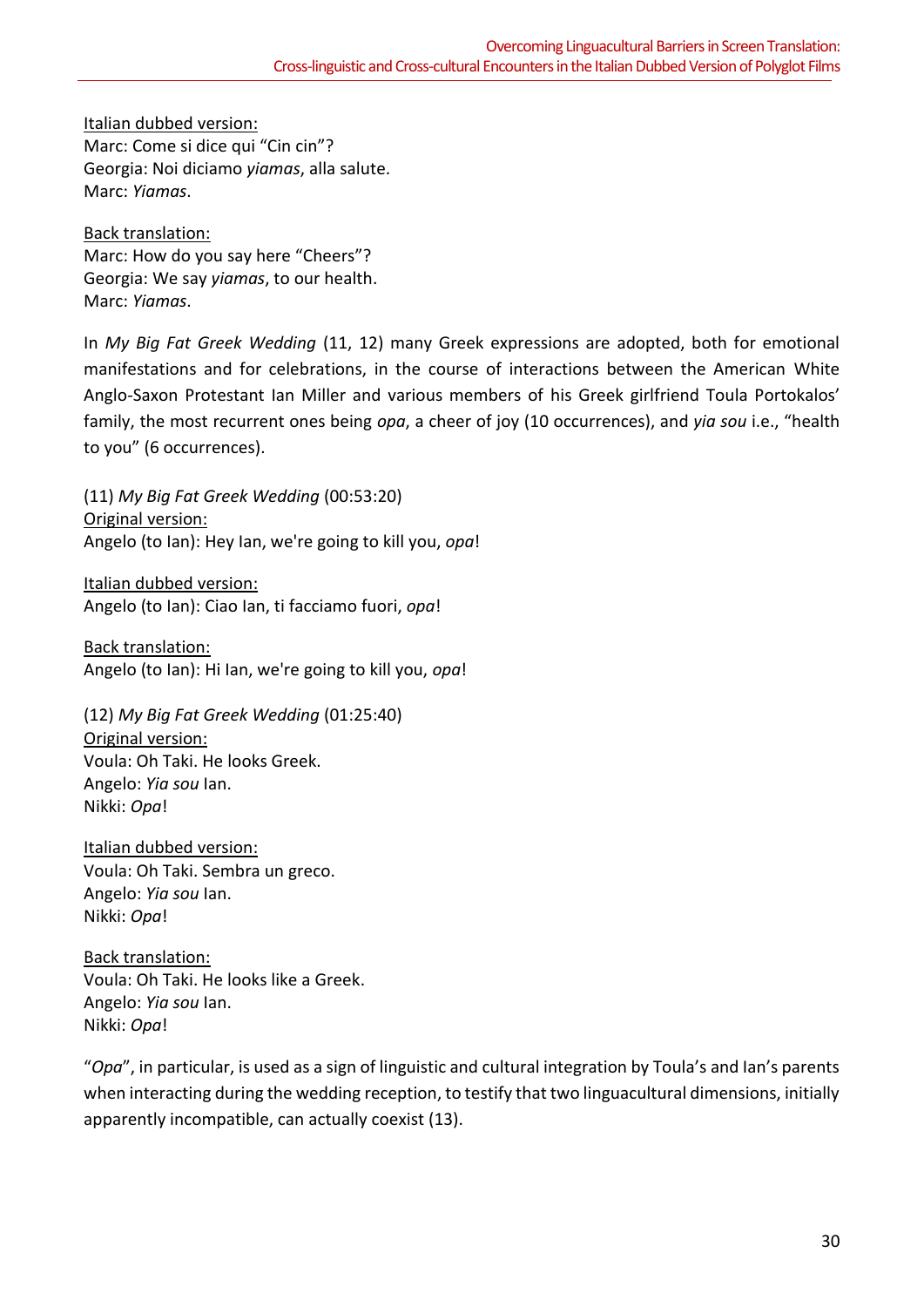Italian dubbed version:
Marc: Come si dice qui "Cin cin"?
Georgia: Noi diciamo *yiamas*, alla salute.
Marc: *Yiamas*.

Back translation:
Marc: How do you say here "Cheers"?
Georgia: We say *yiamas*, to our health.
Marc: *Yiamas*.

In *My Big Fat Greek Wedding* (11, 12) many Greek expressions are adopted, both for emotional manifestations and for celebrations, in the course of interactions between the American White Anglo-Saxon Protestant Ian Miller and various members of his Greek girlfriend Toula Portokalos' family, the most recurrent ones being *opa*, a cheer of joy (10 occurrences), and *yia sou* i.e., "health to you" (6 occurrences).

(11) *My Big Fat Greek Wedding* (00:53:20)
Original version:
Angelo (to Ian): Hey Ian, we're going to kill you, *opa*!

Italian dubbed version:
Angelo (to Ian): Ciao Ian, ti facciamo fuori, *opa*!

Back translation:
Angelo (to Ian): Hi Ian, we're going to kill you, *opa*!

(12) *My Big Fat Greek Wedding* (01:25:40)
Original version:
Voula: Oh Taki. He looks Greek.
Angelo: *Yia sou* Ian.
Nikki: *Opa*!

Italian dubbed version:
Voula: Oh Taki. Sembra un greco.
Angelo: *Yia sou* Ian.
Nikki: *Opa*!

Back translation:
Voula: Oh Taki. He looks like a Greek.
Angelo: *Yia sou* Ian.
Nikki: *Opa*!

"*Opa*", in particular, is used as a sign of linguistic and cultural integration by Toula's and Ian's parents when interacting during the wedding reception, to testify that two linguacultural dimensions, initially apparently incompatible, can actually coexist (13).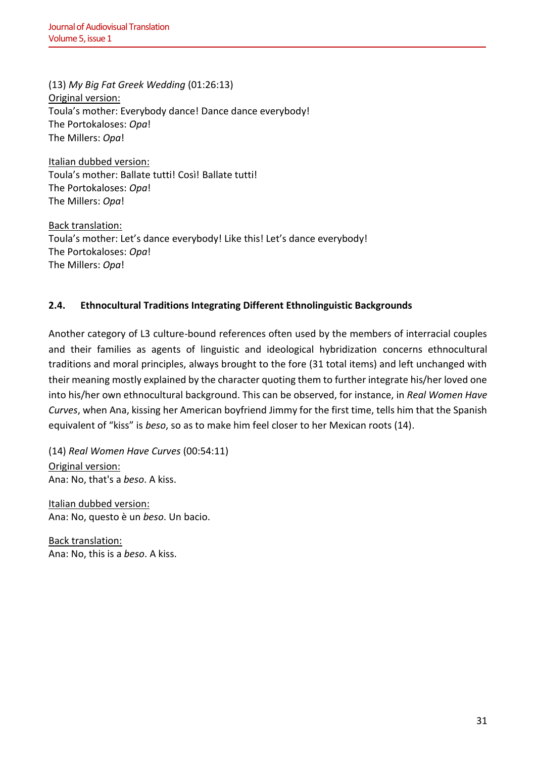(13) *My Big Fat Greek Wedding* (01:26:13)
Original version:
Toula's mother: Everybody dance! Dance dance everybody!
The Portokaloses: *Opa*!
The Millers: *Opa*!

Italian dubbed version:
Toula's mother: Ballate tutti! Così! Ballate tutti!
The Portokaloses: *Opa*!
The Millers: *Opa*!

Back translation:
Toula's mother: Let's dance everybody! Like this! Let's dance everybody!
The Portokaloses: *Opa*!
The Millers: *Opa*!

### 2.4. Ethnocultural Traditions Integrating Different Ethnolinguistic Backgrounds

Another category of L3 culture-bound references often used by the members of interracial couples and their families as agents of linguistic and ideological hybridization concerns ethnocultural traditions and moral principles, always brought to the fore (31 total items) and left unchanged with their meaning mostly explained by the character quoting them to further integrate his/her loved one into his/her own ethnocultural background. This can be observed, for instance, in *Real Women Have Curves*, when Ana, kissing her American boyfriend Jimmy for the first time, tells him that the Spanish equivalent of "kiss" is *beso*, so as to make him feel closer to her Mexican roots (14).

(14) *Real Women Have Curves* (00:54:11)
Original version:
Ana: No, that's a *beso*. A kiss.

Italian dubbed version:
Ana: No, questo è un *beso*. Un bacio.

Back translation:
Ana: No, this is a *beso*. A kiss.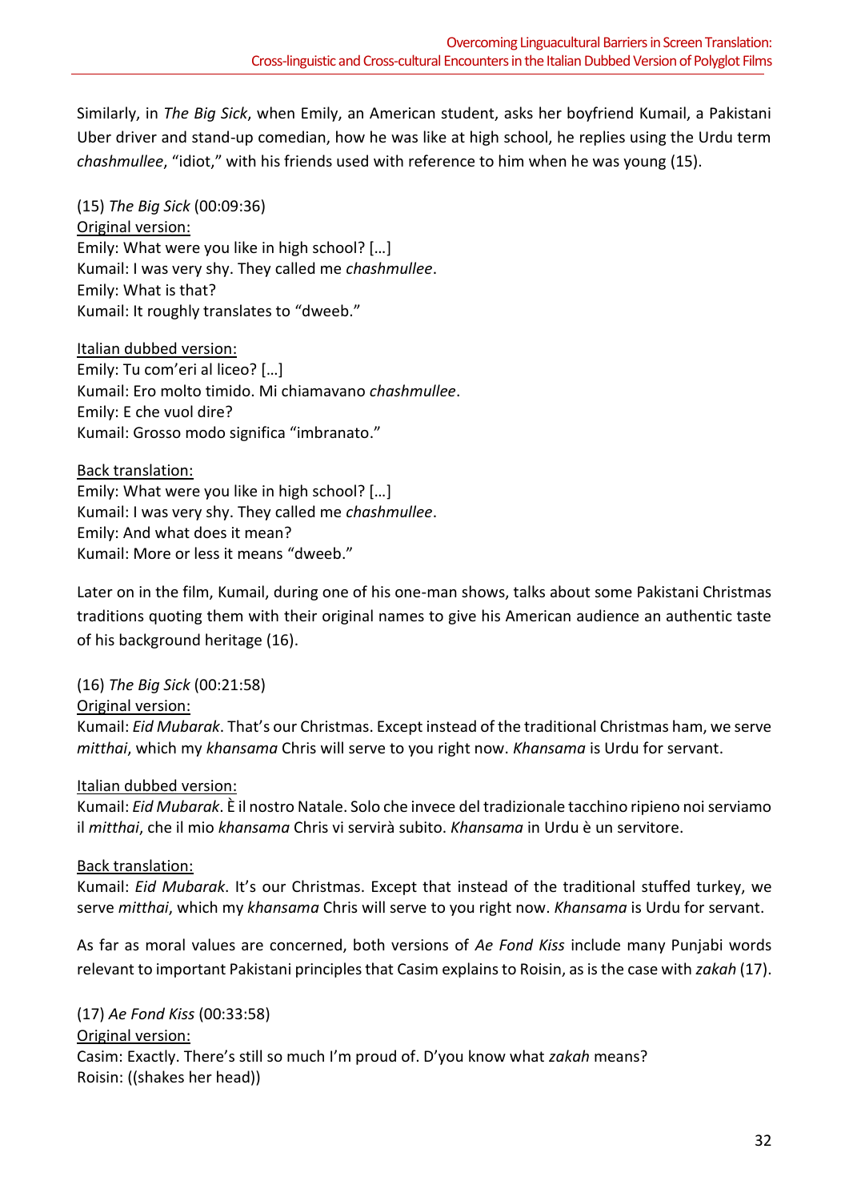Similarly, in *The Big Sick*, when Emily, an American student, asks her boyfriend Kumail, a Pakistani Uber driver and stand-up comedian, how he was like at high school, he replies using the Urdu term *chashmullee*, "idiot," with his friends used with reference to him when he was young (15).

(15) *The Big Sick* (00:09:36)
<u>Original version:</u>
Emily: What were you like in high school? […]
Kumail: I was very shy. They called me *chashmullee*.
Emily: What is that?
Kumail: It roughly translates to "dweeb."

<u>Italian dubbed version:</u>
Emily: Tu com'eri al liceo? […]
Kumail: Ero molto timido. Mi chiamavano *chashmullee*.
Emily: E che vuol dire?
Kumail: Grosso modo significa "imbranato."

<u>Back translation:</u>
Emily: What were you like in high school? […]
Kumail: I was very shy. They called me *chashmullee*.
Emily: And what does it mean?
Kumail: More or less it means "dweeb."

Later on in the film, Kumail, during one of his one-man shows, talks about some Pakistani Christmas traditions quoting them with their original names to give his American audience an authentic taste of his background heritage (16).

(16) *The Big Sick* (00:21:58)
<u>Original version:</u>
Kumail: *Eid Mubarak*. That's our Christmas. Except instead of the traditional Christmas ham, we serve *mitthai*, which my *khansama* Chris will serve to you right now. *Khansama* is Urdu for servant.

<u>Italian dubbed version:</u>
Kumail: *Eid Mubarak*. È il nostro Natale. Solo che invece del tradizionale tacchino ripieno noi serviamo il *mitthai*, che il mio *khansama* Chris vi servirà subito. *Khansama* in Urdu è un servitore.

<u>Back translation:</u>
Kumail: *Eid Mubarak*. It's our Christmas. Except that instead of the traditional stuffed turkey, we serve *mitthai*, which my *khansama* Chris will serve to you right now. *Khansama* is Urdu for servant.

As far as moral values are concerned, both versions of *Ae Fond Kiss* include many Punjabi words relevant to important Pakistani principles that Casim explains to Roisin, as is the case with *zakah* (17).

(17) *Ae Fond Kiss* (00:33:58)
<u>Original version:</u>
Casim: Exactly. There's still so much I'm proud of. D'you know what *zakah* means?
Roisin: ((shakes her head))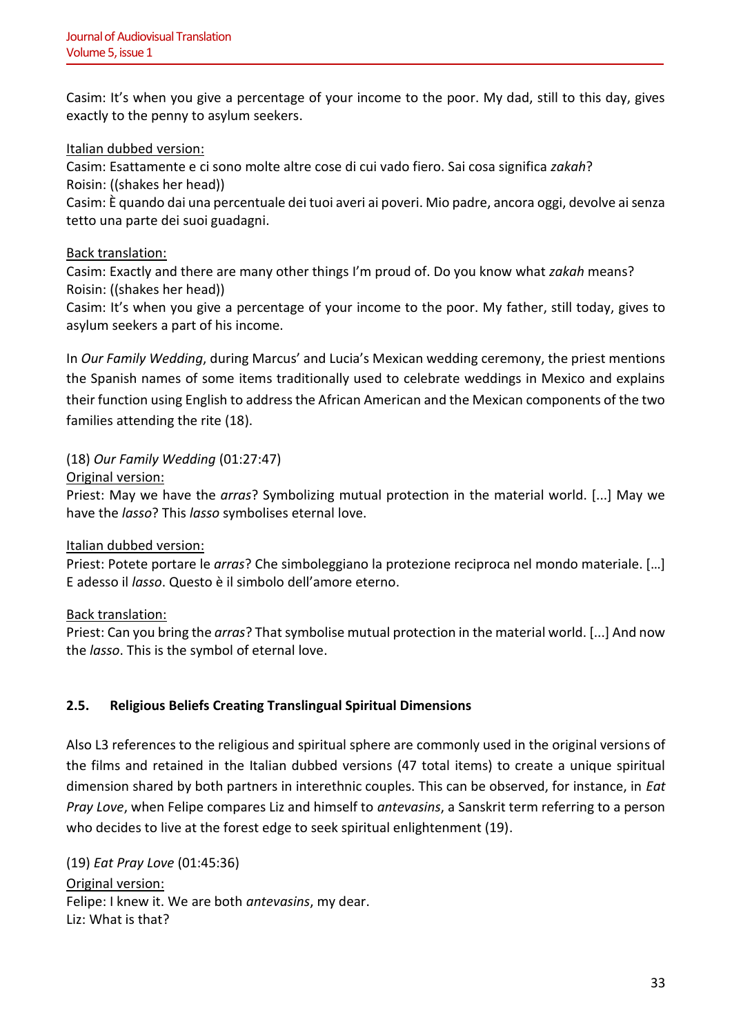Casim: It's when you give a percentage of your income to the poor. My dad, still to this day, gives exactly to the penny to asylum seekers.

Italian dubbed version:
Casim: Esattamente e ci sono molte altre cose di cui vado fiero. Sai cosa significa *zakah*?
Roisin: ((shakes her head))
Casim: È quando dai una percentuale dei tuoi averi ai poveri. Mio padre, ancora oggi, devolve ai senza tetto una parte dei suoi guadagni.

Back translation:
Casim: Exactly and there are many other things I'm proud of. Do you know what *zakah* means?
Roisin: ((shakes her head))
Casim: It's when you give a percentage of your income to the poor. My father, still today, gives to asylum seekers a part of his income.

In *Our Family Wedding*, during Marcus' and Lucia's Mexican wedding ceremony, the priest mentions the Spanish names of some items traditionally used to celebrate weddings in Mexico and explains their function using English to address the African American and the Mexican components of the two families attending the rite (18).

(18) *Our Family Wedding* (01:27:47)
Original version:
Priest: May we have the *arras*? Symbolizing mutual protection in the material world. [...] May we have the *lasso*? This *lasso* symbolises eternal love.

Italian dubbed version:
Priest: Potete portare le *arras*? Che simboleggiano la protezione reciproca nel mondo materiale. […] E adesso il *lasso*. Questo è il simbolo dell'amore eterno.

Back translation:
Priest: Can you bring the *arras*? That symbolise mutual protection in the material world. [...] And now the *lasso*. This is the symbol of eternal love.

### 2.5. Religious Beliefs Creating Translingual Spiritual Dimensions

Also L3 references to the religious and spiritual sphere are commonly used in the original versions of the films and retained in the Italian dubbed versions (47 total items) to create a unique spiritual dimension shared by both partners in interethnic couples. This can be observed, for instance, in *Eat Pray Love*, when Felipe compares Liz and himself to *antevasins*, a Sanskrit term referring to a person who decides to live at the forest edge to seek spiritual enlightenment (19).

(19) *Eat Pray Love* (01:45:36)
Original version:
Felipe: I knew it. We are both *antevasins*, my dear.
Liz: What is that?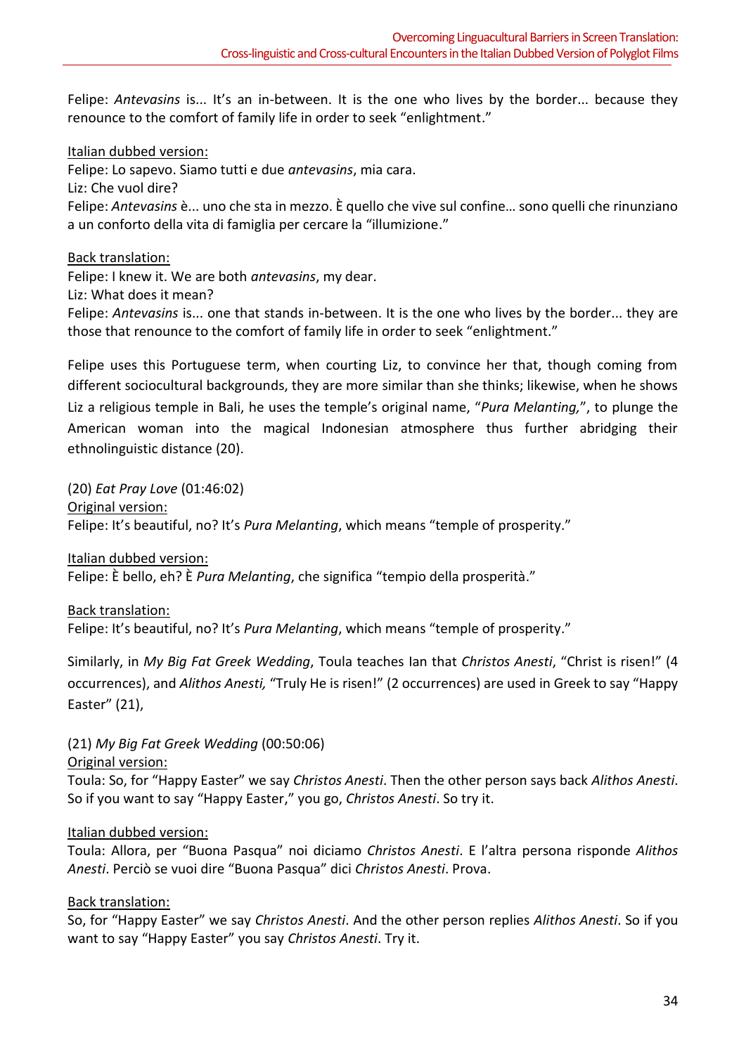Felipe: *Antevasins* is... It's an in-between. It is the one who lives by the border... because they renounce to the comfort of family life in order to seek "enlightment."

Italian dubbed version:
Felipe: Lo sapevo. Siamo tutti e due *antevasins*, mia cara.
Liz: Che vuol dire?
Felipe: *Antevasins* è... uno che sta in mezzo. È quello che vive sul confine… sono quelli che rinunziano a un conforto della vita di famiglia per cercare la "illumizione."

Back translation:
Felipe: I knew it. We are both *antevasins*, my dear.
Liz: What does it mean?
Felipe: *Antevasins* is... one that stands in-between. It is the one who lives by the border... they are those that renounce to the comfort of family life in order to seek "enlightment."

Felipe uses this Portuguese term, when courting Liz, to convince her that, though coming from different sociocultural backgrounds, they are more similar than she thinks; likewise, when he shows Liz a religious temple in Bali, he uses the temple's original name, "*Pura Melanting,*", to plunge the American woman into the magical Indonesian atmosphere thus further abridging their ethnolinguistic distance (20).

(20) *Eat Pray Love* (01:46:02)
Original version:
Felipe: It's beautiful, no? It's *Pura Melanting*, which means "temple of prosperity."

Italian dubbed version:
Felipe: È bello, eh? È *Pura Melanting*, che significa "tempio della prosperità."

Back translation:
Felipe: It's beautiful, no? It's *Pura Melanting*, which means "temple of prosperity."

Similarly, in *My Big Fat Greek Wedding*, Toula teaches Ian that *Christos Anesti*, "Christ is risen!" (4 occurrences), and *Alithos Anesti,* "Truly He is risen!" (2 occurrences) are used in Greek to say "Happy Easter" (21),

(21) *My Big Fat Greek Wedding* (00:50:06)
Original version:
Toula: So, for "Happy Easter" we say *Christos Anesti*. Then the other person says back *Alithos Anesti*. So if you want to say "Happy Easter," you go, *Christos Anesti*. So try it.

Italian dubbed version:
Toula: Allora, per "Buona Pasqua" noi diciamo *Christos Anesti*. E l'altra persona risponde *Alithos Anesti*. Perciò se vuoi dire "Buona Pasqua" dici *Christos Anesti*. Prova.

Back translation:
So, for "Happy Easter" we say *Christos Anesti*. And the other person replies *Alithos Anesti*. So if you want to say "Happy Easter" you say *Christos Anesti*. Try it.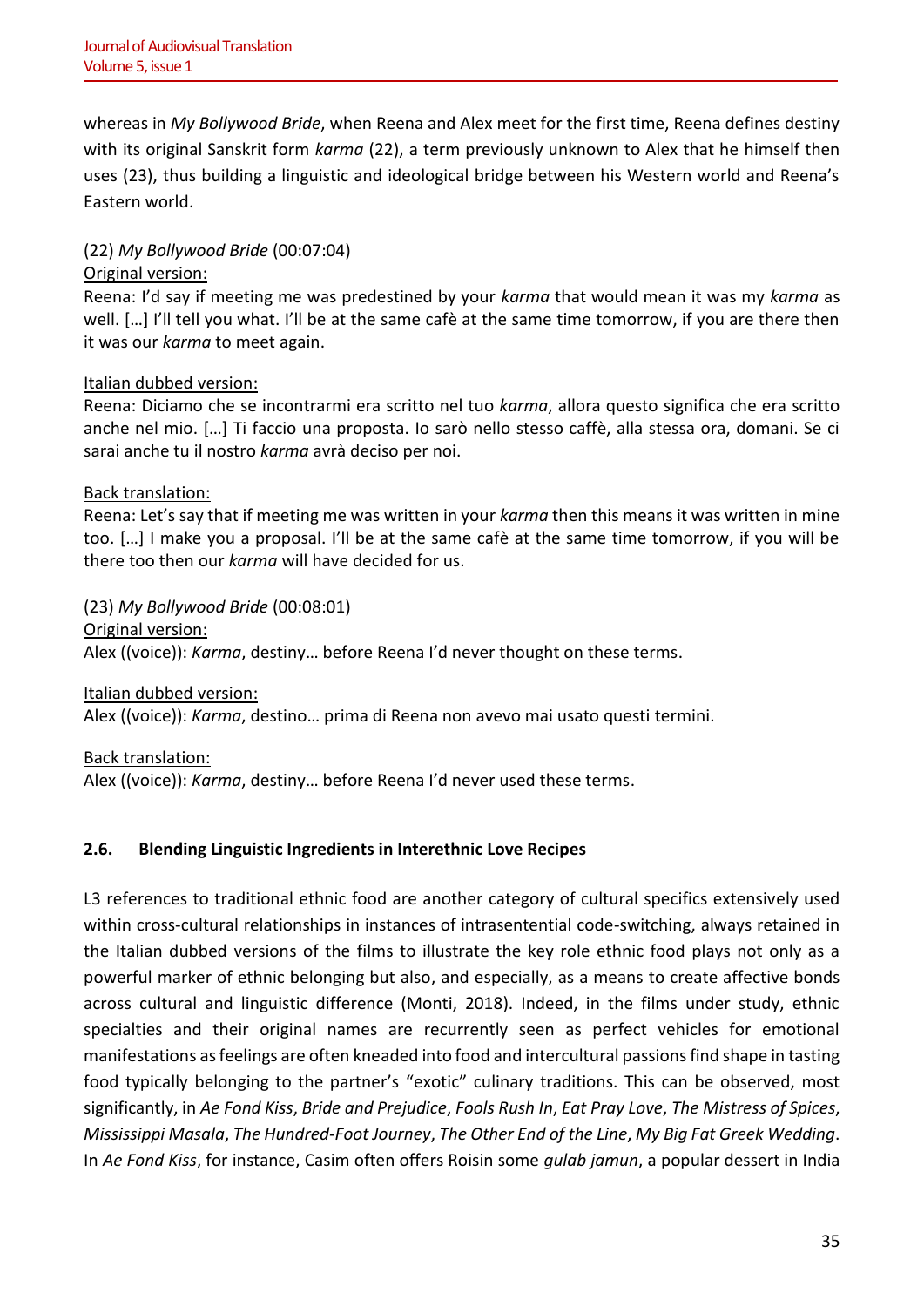whereas in *My Bollywood Bride*, when Reena and Alex meet for the first time, Reena defines destiny with its original Sanskrit form *karma* (22), a term previously unknown to Alex that he himself then uses (23), thus building a linguistic and ideological bridge between his Western world and Reena's Eastern world.

(22) *My Bollywood Bride* (00:07:04)

<u>Original version:</u>

Reena: I'd say if meeting me was predestined by your *karma* that would mean it was my *karma* as well. […] I'll tell you what. I'll be at the same cafè at the same time tomorrow, if you are there then it was our *karma* to meet again.

<u>Italian dubbed version:</u>

Reena: Diciamo che se incontrarmi era scritto nel tuo *karma*, allora questo significa che era scritto anche nel mio. […] Ti faccio una proposta. Io sarò nello stesso caffè, alla stessa ora, domani. Se ci sarai anche tu il nostro *karma* avrà deciso per noi.

<u>Back translation:</u>

Reena: Let's say that if meeting me was written in your *karma* then this means it was written in mine too. […] I make you a proposal. I'll be at the same cafè at the same time tomorrow, if you will be there too then our *karma* will have decided for us.

(23) *My Bollywood Bride* (00:08:01)

<u>Original version:</u>

Alex ((voice)): *Karma*, destiny… before Reena I'd never thought on these terms.

<u>Italian dubbed version:</u>

Alex ((voice)): *Karma*, destino… prima di Reena non avevo mai usato questi termini.

<u>Back translation:</u>

Alex ((voice)): *Karma*, destiny… before Reena I'd never used these terms.

### 2.6. Blending Linguistic Ingredients in Interethnic Love Recipes

L3 references to traditional ethnic food are another category of cultural specifics extensively used within cross-cultural relationships in instances of intrasentential code-switching, always retained in the Italian dubbed versions of the films to illustrate the key role ethnic food plays not only as a powerful marker of ethnic belonging but also, and especially, as a means to create affective bonds across cultural and linguistic difference (Monti, 2018). Indeed, in the films under study, ethnic specialties and their original names are recurrently seen as perfect vehicles for emotional manifestations as feelings are often kneaded into food and intercultural passions find shape in tasting food typically belonging to the partner's "exotic" culinary traditions. This can be observed, most significantly, in *Ae Fond Kiss*, *Bride and Prejudice*, *Fools Rush In*, *Eat Pray Love*, *The Mistress of Spices*, *Mississippi Masala*, *The Hundred-Foot Journey*, *The Other End of the Line*, *My Big Fat Greek Wedding*. In *Ae Fond Kiss*, for instance, Casim often offers Roisin some *gulab jamun*, a popular dessert in India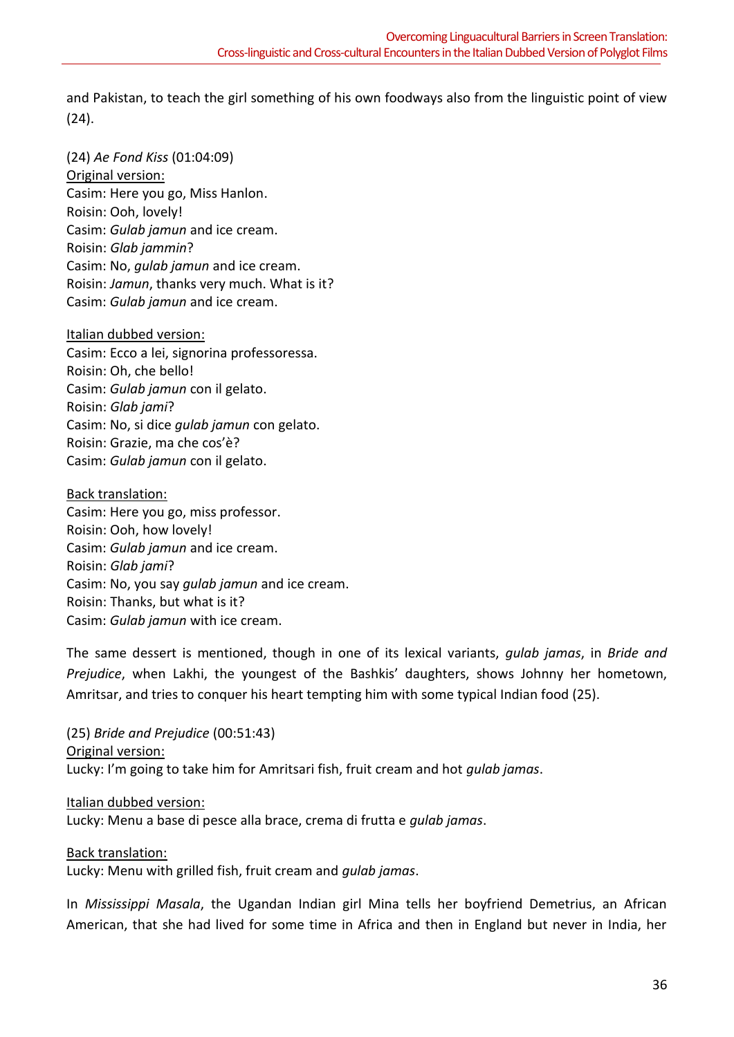and Pakistan, to teach the girl something of his own foodways also from the linguistic point of view (24).

(24) *Ae Fond Kiss* (01:04:09)
<u>Original version:</u>
Casim: Here you go, Miss Hanlon.
Roisin: Ooh, lovely!
Casim: *Gulab jamun* and ice cream.
Roisin: *Glab jammin*?
Casim: No, *gulab jamun* and ice cream.
Roisin: *Jamun*, thanks very much. What is it?
Casim: *Gulab jamun* and ice cream.

<u>Italian dubbed version:</u>
Casim: Ecco a lei, signorina professoressa.
Roisin: Oh, che bello!
Casim: *Gulab jamun* con il gelato.
Roisin: *Glab jami*?
Casim: No, si dice *gulab jamun* con gelato.
Roisin: Grazie, ma che cos'è?
Casim: *Gulab jamun* con il gelato.

<u>Back translation:</u>
Casim: Here you go, miss professor.
Roisin: Ooh, how lovely!
Casim: *Gulab jamun* and ice cream.
Roisin: *Glab jami*?
Casim: No, you say *gulab jamun* and ice cream.
Roisin: Thanks, but what is it?
Casim: *Gulab jamun* with ice cream.

The same dessert is mentioned, though in one of its lexical variants, *gulab jamas*, in *Bride and Prejudice*, when Lakhi, the youngest of the Bashkis' daughters, shows Johnny her hometown, Amritsar, and tries to conquer his heart tempting him with some typical Indian food (25).

(25) *Bride and Prejudice* (00:51:43)
<u>Original version:</u>
Lucky: I'm going to take him for Amritsari fish, fruit cream and hot *gulab jamas*.

<u>Italian dubbed version:</u>
Lucky: Menu a base di pesce alla brace, crema di frutta e *gulab jamas*.

<u>Back translation:</u>
Lucky: Menu with grilled fish, fruit cream and *gulab jamas*.

In *Mississippi Masala*, the Ugandan Indian girl Mina tells her boyfriend Demetrius, an African American, that she had lived for some time in Africa and then in England but never in India, her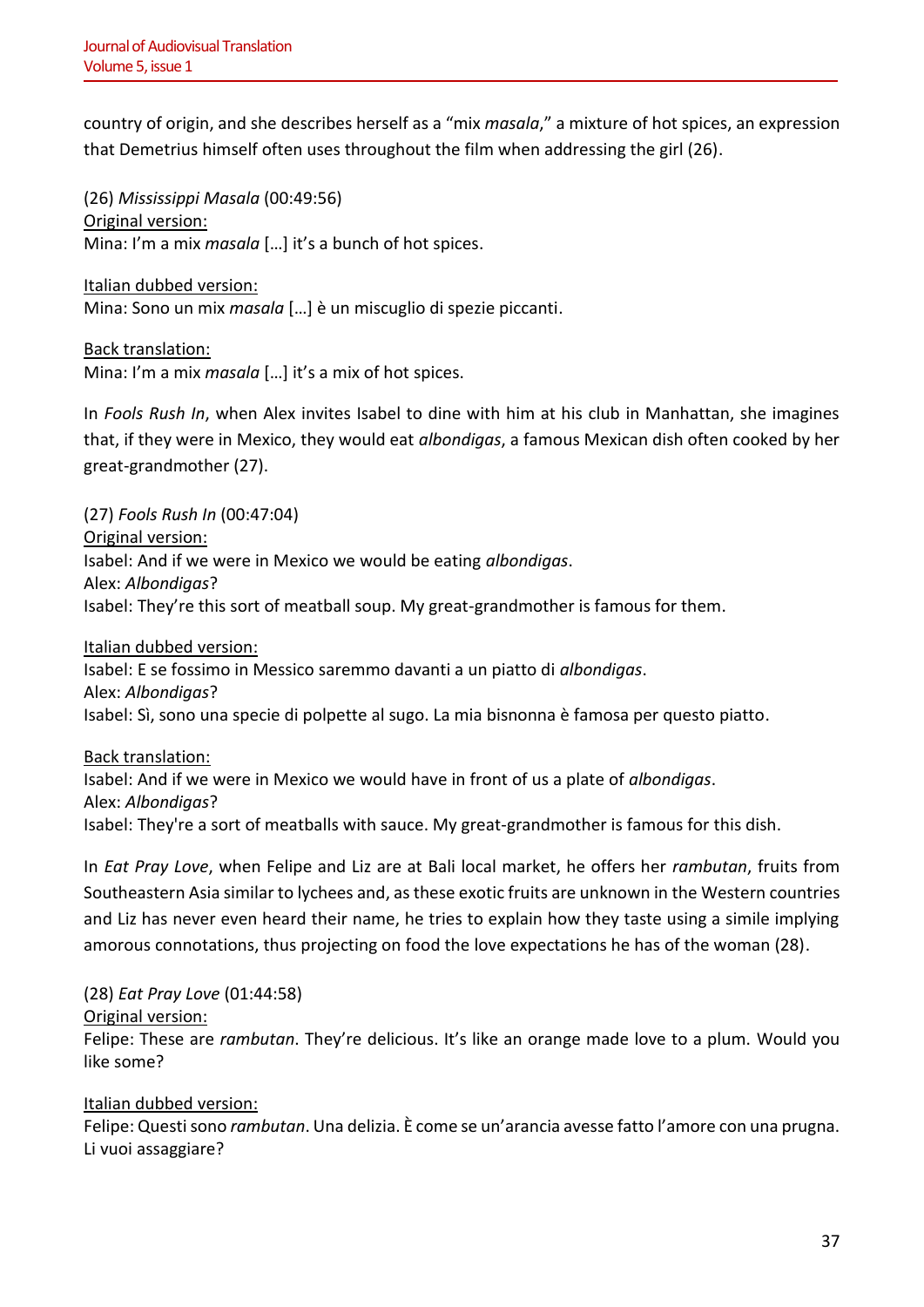country of origin, and she describes herself as a "mix *masala*," a mixture of hot spices, an expression that Demetrius himself often uses throughout the film when addressing the girl (26).

(26) *Mississippi Masala* (00:49:56)
<u>Original version:</u>
Mina: I'm a mix *masala* […] it's a bunch of hot spices.

<u>Italian dubbed version:</u>
Mina: Sono un mix *masala* […] è un miscuglio di spezie piccanti.

<u>Back translation:</u>
Mina: I'm a mix *masala* […] it's a mix of hot spices.

In *Fools Rush In*, when Alex invites Isabel to dine with him at his club in Manhattan, she imagines that, if they were in Mexico, they would eat *albondigas*, a famous Mexican dish often cooked by her great-grandmother (27).

(27) *Fools Rush In* (00:47:04)
<u>Original version:</u>
Isabel: And if we were in Mexico we would be eating *albondigas*.
Alex: *Albondigas*?
Isabel: They're this sort of meatball soup. My great-grandmother is famous for them.

<u>Italian dubbed version:</u>
Isabel: E se fossimo in Messico saremmo davanti a un piatto di *albondigas*.
Alex: *Albondigas*?
Isabel: Sì, sono una specie di polpette al sugo. La mia bisnonna è famosa per questo piatto.

<u>Back translation:</u>
Isabel: And if we were in Mexico we would have in front of us a plate of *albondigas*.
Alex: *Albondigas*?
Isabel: They're a sort of meatballs with sauce. My great-grandmother is famous for this dish.

In *Eat Pray Love*, when Felipe and Liz are at Bali local market, he offers her *rambutan*, fruits from Southeastern Asia similar to lychees and, as these exotic fruits are unknown in the Western countries and Liz has never even heard their name, he tries to explain how they taste using a simile implying amorous connotations, thus projecting on food the love expectations he has of the woman (28).

(28) *Eat Pray Love* (01:44:58)
<u>Original version:</u>
Felipe: These are *rambutan*. They're delicious. It's like an orange made love to a plum. Would you like some?

<u>Italian dubbed version:</u>
Felipe: Questi sono *rambutan*. Una delizia. È come se un'arancia avesse fatto l'amore con una prugna. Li vuoi assaggiare?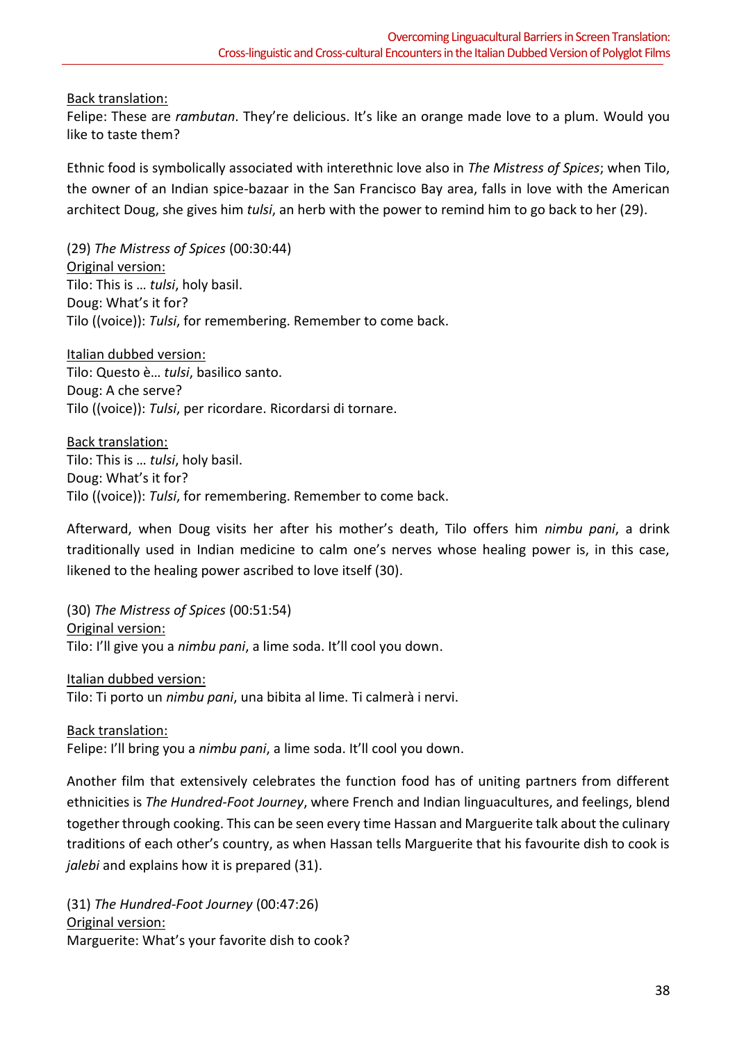<u>Back translation:</u>
Felipe: These are *rambutan*. They're delicious. It's like an orange made love to a plum. Would you like to taste them?

Ethnic food is symbolically associated with interethnic love also in *The Mistress of Spices*; when Tilo, the owner of an Indian spice-bazaar in the San Francisco Bay area, falls in love with the American architect Doug, she gives him *tulsi*, an herb with the power to remind him to go back to her (29).

(29) *The Mistress of Spices* (00:30:44)
<u>Original version:</u>
Tilo: This is … *tulsi*, holy basil.
Doug: What's it for?
Tilo ((voice)): *Tulsi*, for remembering. Remember to come back.

<u>Italian dubbed version:</u>
Tilo: Questo è… *tulsi*, basilico santo.
Doug: A che serve?
Tilo ((voice)): *Tulsi*, per ricordare. Ricordarsi di tornare.

<u>Back translation:</u>
Tilo: This is … *tulsi*, holy basil.
Doug: What's it for?
Tilo ((voice)): *Tulsi*, for remembering. Remember to come back.

Afterward, when Doug visits her after his mother's death, Tilo offers him *nimbu pani*, a drink traditionally used in Indian medicine to calm one's nerves whose healing power is, in this case, likened to the healing power ascribed to love itself (30).

(30) *The Mistress of Spices* (00:51:54)
<u>Original version:</u>
Tilo: I'll give you a *nimbu pani*, a lime soda. It'll cool you down.

<u>Italian dubbed version:</u>
Tilo: Ti porto un *nimbu pani*, una bibita al lime. Ti calmerà i nervi.

<u>Back translation:</u>
Felipe: I'll bring you a *nimbu pani*, a lime soda. It'll cool you down.

Another film that extensively celebrates the function food has of uniting partners from different ethnicities is *The Hundred-Foot Journey*, where French and Indian linguacultures, and feelings, blend together through cooking. This can be seen every time Hassan and Marguerite talk about the culinary traditions of each other's country, as when Hassan tells Marguerite that his favourite dish to cook is *jalebi* and explains how it is prepared (31).

(31) *The Hundred-Foot Journey* (00:47:26)
<u>Original version:</u>
Marguerite: What's your favorite dish to cook?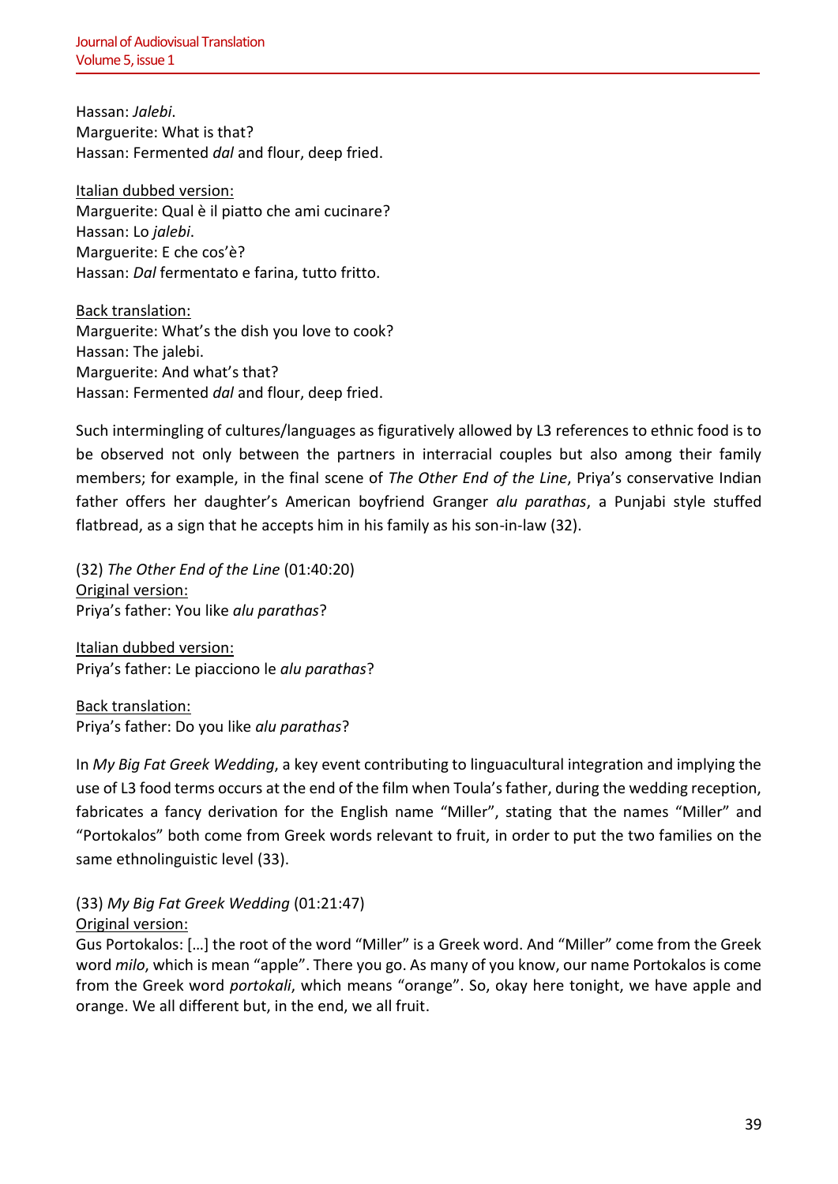Hassan: *Jalebi*.
Marguerite: What is that?
Hassan: Fermented *dal* and flour, deep fried.

<u>Italian dubbed version:</u>
Marguerite: Qual è il piatto che ami cucinare?
Hassan: Lo *jalebi*.
Marguerite: E che cos'è?
Hassan: *Dal* fermentato e farina, tutto fritto.

<u>Back translation:</u>
Marguerite: What's the dish you love to cook?
Hassan: The jalebi.
Marguerite: And what's that?
Hassan: Fermented *dal* and flour, deep fried.

Such intermingling of cultures/languages as figuratively allowed by L3 references to ethnic food is to be observed not only between the partners in interracial couples but also among their family members; for example, in the final scene of *The Other End of the Line*, Priya's conservative Indian father offers her daughter's American boyfriend Granger *alu parathas*, a Punjabi style stuffed flatbread, as a sign that he accepts him in his family as his son-in-law (32).

(32) *The Other End of the Line* (01:40:20)
<u>Original version:</u>
Priya's father: You like *alu parathas*?

<u>Italian dubbed version:</u>
Priya's father: Le piacciono le *alu parathas*?

<u>Back translation:</u>
Priya's father: Do you like *alu parathas*?

In *My Big Fat Greek Wedding*, a key event contributing to linguacultural integration and implying the use of L3 food terms occurs at the end of the film when Toula's father, during the wedding reception, fabricates a fancy derivation for the English name "Miller", stating that the names "Miller" and "Portokalos" both come from Greek words relevant to fruit, in order to put the two families on the same ethnolinguistic level (33).

(33) *My Big Fat Greek Wedding* (01:21:47)
<u>Original version:</u>
Gus Portokalos: […] the root of the word "Miller" is a Greek word. And "Miller" come from the Greek word *milo*, which is mean "apple". There you go. As many of you know, our name Portokalos is come from the Greek word *portokali*, which means "orange". So, okay here tonight, we have apple and orange. We all different but, in the end, we all fruit.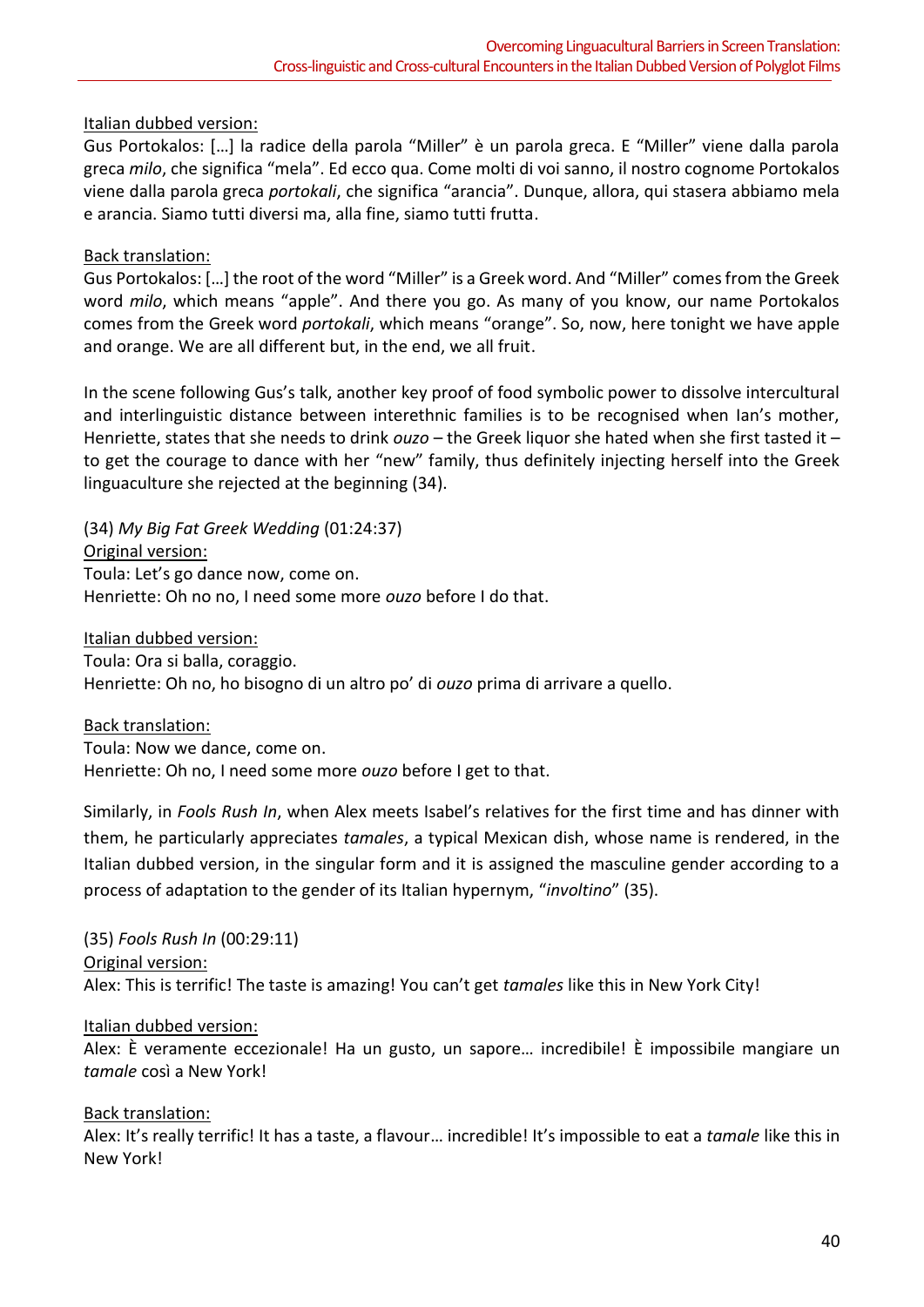Italian dubbed version:
Gus Portokalos: […] la radice della parola "Miller" è un parola greca. E "Miller" viene dalla parola greca *milo*, che significa "mela". Ed ecco qua. Come molti di voi sanno, il nostro cognome Portokalos viene dalla parola greca *portokali*, che significa "arancia". Dunque, allora, qui stasera abbiamo mela e arancia. Siamo tutti diversi ma, alla fine, siamo tutti frutta.

Back translation:
Gus Portokalos: […] the root of the word "Miller" is a Greek word. And "Miller" comes from the Greek word *milo*, which means "apple". And there you go. As many of you know, our name Portokalos comes from the Greek word *portokali*, which means "orange". So, now, here tonight we have apple and orange. We are all different but, in the end, we all fruit.

In the scene following Gus's talk, another key proof of food symbolic power to dissolve intercultural and interlinguistic distance between interethnic families is to be recognised when Ian's mother, Henriette, states that she needs to drink *ouzo* – the Greek liquor she hated when she first tasted it – to get the courage to dance with her "new" family, thus definitely injecting herself into the Greek linguaculture she rejected at the beginning (34).

(34) *My Big Fat Greek Wedding* (01:24:37)
Original version:
Toula: Let's go dance now, come on.
Henriette: Oh no no, I need some more *ouzo* before I do that.

Italian dubbed version:
Toula: Ora si balla, coraggio.
Henriette: Oh no, ho bisogno di un altro po' di *ouzo* prima di arrivare a quello.

Back translation:
Toula: Now we dance, come on.
Henriette: Oh no, I need some more *ouzo* before I get to that.

Similarly, in *Fools Rush In*, when Alex meets Isabel's relatives for the first time and has dinner with them, he particularly appreciates *tamales*, a typical Mexican dish, whose name is rendered, in the Italian dubbed version, in the singular form and it is assigned the masculine gender according to a process of adaptation to the gender of its Italian hypernym, "*involtino*" (35).

(35) *Fools Rush In* (00:29:11)
Original version:
Alex: This is terrific! The taste is amazing! You can't get *tamales* like this in New York City!

Italian dubbed version:
Alex: È veramente eccezionale! Ha un gusto, un sapore… incredibile! È impossibile mangiare un *tamale* così a New York!

Back translation:
Alex: It's really terrific! It has a taste, a flavour… incredible! It's impossible to eat a *tamale* like this in New York!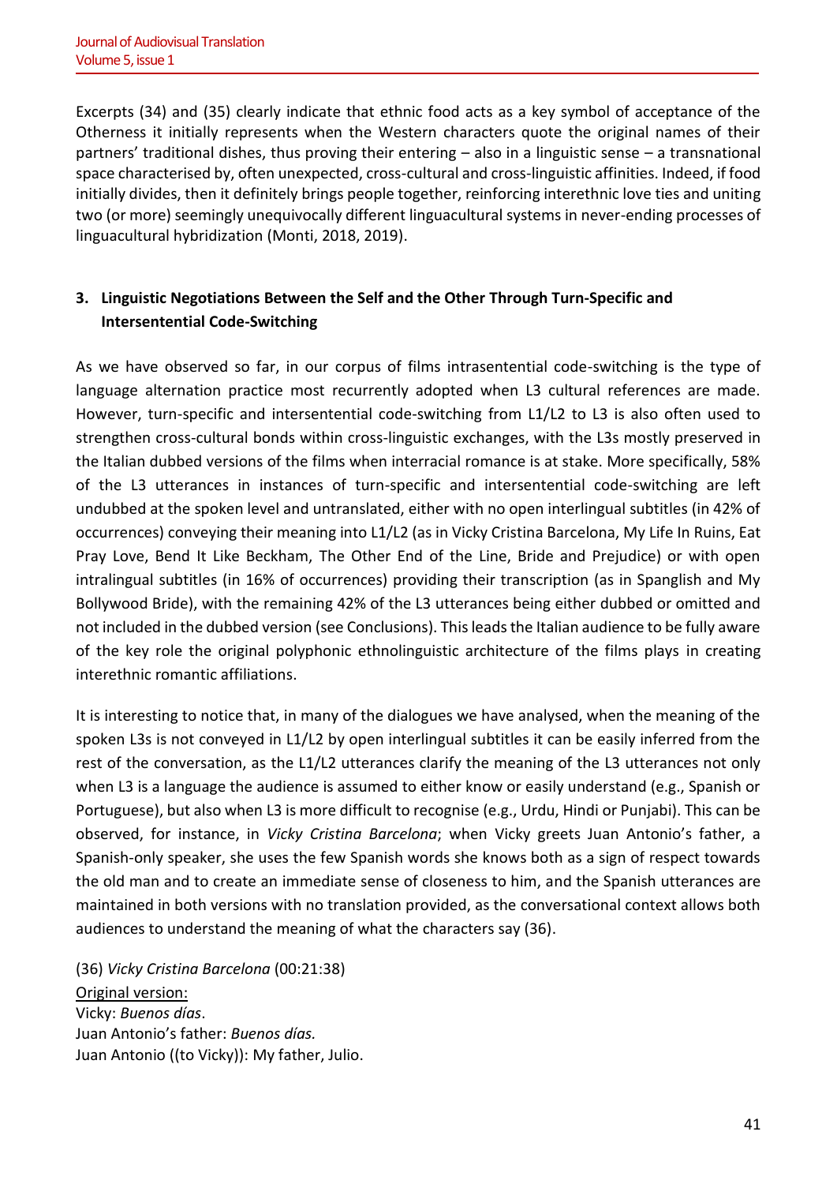Excerpts (34) and (35) clearly indicate that ethnic food acts as a key symbol of acceptance of the Otherness it initially represents when the Western characters quote the original names of their partners' traditional dishes, thus proving their entering – also in a linguistic sense – a transnational space characterised by, often unexpected, cross-cultural and cross-linguistic affinities. Indeed, if food initially divides, then it definitely brings people together, reinforcing interethnic love ties and uniting two (or more) seemingly unequivocally different linguacultural systems in never-ending processes of linguacultural hybridization (Monti, 2018, 2019).

## 3. Linguistic Negotiations Between the Self and the Other Through Turn-Specific and Intersentential Code-Switching

As we have observed so far, in our corpus of films intrasentential code-switching is the type of language alternation practice most recurrently adopted when L3 cultural references are made. However, turn-specific and intersentential code-switching from L1/L2 to L3 is also often used to strengthen cross-cultural bonds within cross-linguistic exchanges, with the L3s mostly preserved in the Italian dubbed versions of the films when interracial romance is at stake. More specifically, 58% of the L3 utterances in instances of turn-specific and intersentential code-switching are left undubbed at the spoken level and untranslated, either with no open interlingual subtitles (in 42% of occurrences) conveying their meaning into L1/L2 (as in Vicky Cristina Barcelona, My Life In Ruins, Eat Pray Love, Bend It Like Beckham, The Other End of the Line, Bride and Prejudice) or with open intralingual subtitles (in 16% of occurrences) providing their transcription (as in Spanglish and My Bollywood Bride), with the remaining 42% of the L3 utterances being either dubbed or omitted and not included in the dubbed version (see Conclusions). This leads the Italian audience to be fully aware of the key role the original polyphonic ethnolinguistic architecture of the films plays in creating interethnic romantic affiliations.

It is interesting to notice that, in many of the dialogues we have analysed, when the meaning of the spoken L3s is not conveyed in L1/L2 by open interlingual subtitles it can be easily inferred from the rest of the conversation, as the L1/L2 utterances clarify the meaning of the L3 utterances not only when L3 is a language the audience is assumed to either know or easily understand (e.g., Spanish or Portuguese), but also when L3 is more difficult to recognise (e.g., Urdu, Hindi or Punjabi). This can be observed, for instance, in *Vicky Cristina Barcelona*; when Vicky greets Juan Antonio's father, a Spanish-only speaker, she uses the few Spanish words she knows both as a sign of respect towards the old man and to create an immediate sense of closeness to him, and the Spanish utterances are maintained in both versions with no translation provided, as the conversational context allows both audiences to understand the meaning of what the characters say (36).

(36) *Vicky Cristina Barcelona* (00:21:38)
<u>Original version:</u>
Vicky: *Buenos días*.
Juan Antonio's father: *Buenos días.*
Juan Antonio ((to Vicky)): My father, Julio.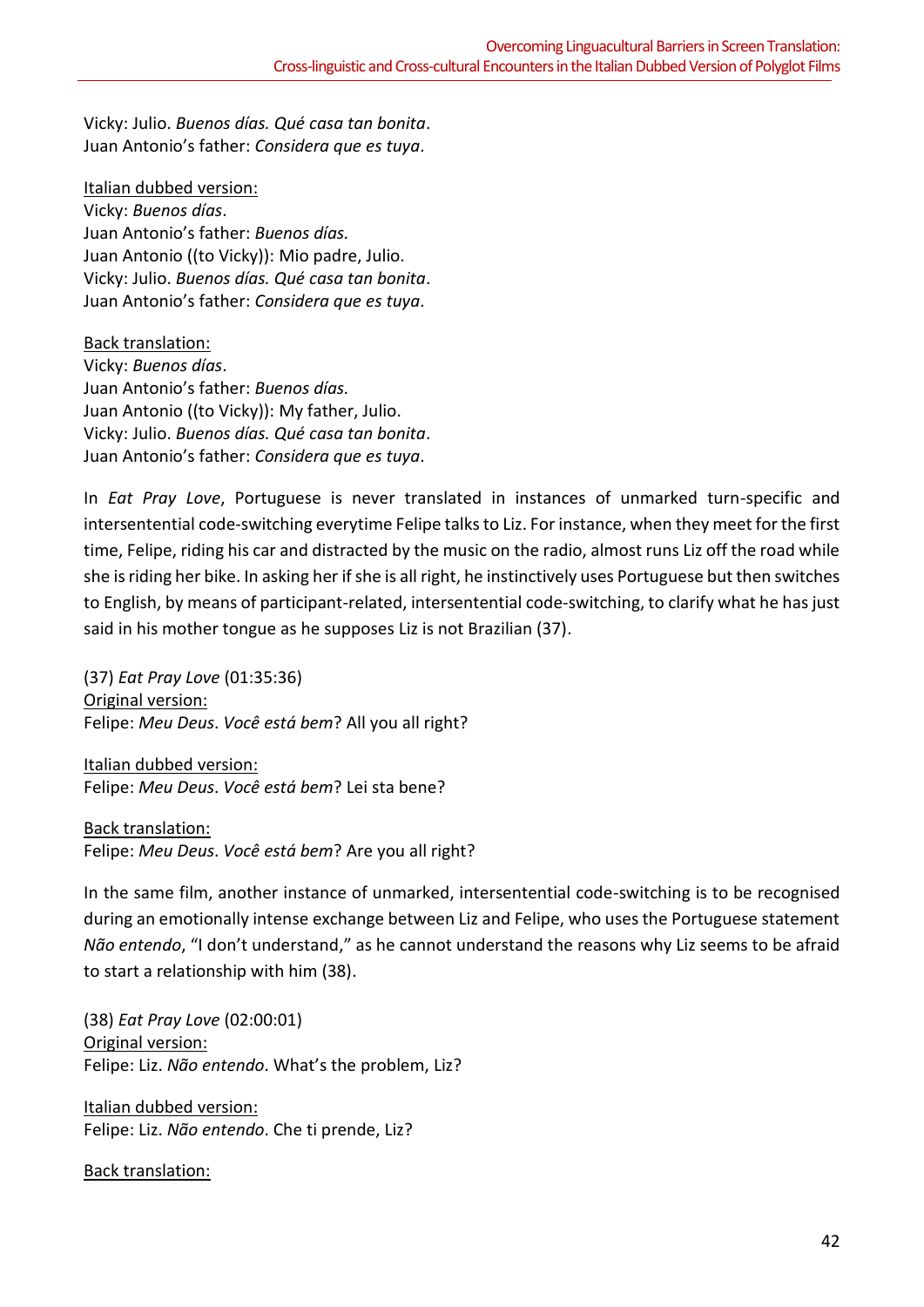Vicky: Julio. *Buenos días. Qué casa tan bonita*.
Juan Antonio's father: *Considera que es tuya*.

<u>Italian dubbed version:</u>
Vicky: *Buenos días*.
Juan Antonio's father: *Buenos días.*
Juan Antonio ((to Vicky)): Mio padre, Julio.
Vicky: Julio. *Buenos días. Qué casa tan bonita*.
Juan Antonio's father: *Considera que es tuya*.

<u>Back translation:</u>
Vicky: *Buenos días*.
Juan Antonio's father: *Buenos días.*
Juan Antonio ((to Vicky)): My father, Julio.
Vicky: Julio. *Buenos días. Qué casa tan bonita*.
Juan Antonio's father: *Considera que es tuya*.

In *Eat Pray Love*, Portuguese is never translated in instances of unmarked turn-specific and intersentential code-switching everytime Felipe talks to Liz. For instance, when they meet for the first time, Felipe, riding his car and distracted by the music on the radio, almost runs Liz off the road while she is riding her bike. In asking her if she is all right, he instinctively uses Portuguese but then switches to English, by means of participant-related, intersentential code-switching, to clarify what he has just said in his mother tongue as he supposes Liz is not Brazilian (37).

(37) *Eat Pray Love* (01:35:36)
<u>Original version:</u>
Felipe: *Meu Deus*. *Você está bem*? All you all right?

<u>Italian dubbed version:</u>
Felipe: *Meu Deus*. *Você está bem*? Lei sta bene?

<u>Back translation:</u>
Felipe: *Meu Deus*. *Você está bem*? Are you all right?

In the same film, another instance of unmarked, intersentential code-switching is to be recognised during an emotionally intense exchange between Liz and Felipe, who uses the Portuguese statement *Não entendo*, "I don't understand," as he cannot understand the reasons why Liz seems to be afraid to start a relationship with him (38).

(38) *Eat Pray Love* (02:00:01)
<u>Original version:</u>
Felipe: Liz. *Não entendo*. What's the problem, Liz?

<u>Italian dubbed version:</u>
Felipe: Liz. *Não entendo*. Che ti prende, Liz?

<u>Back translation:</u>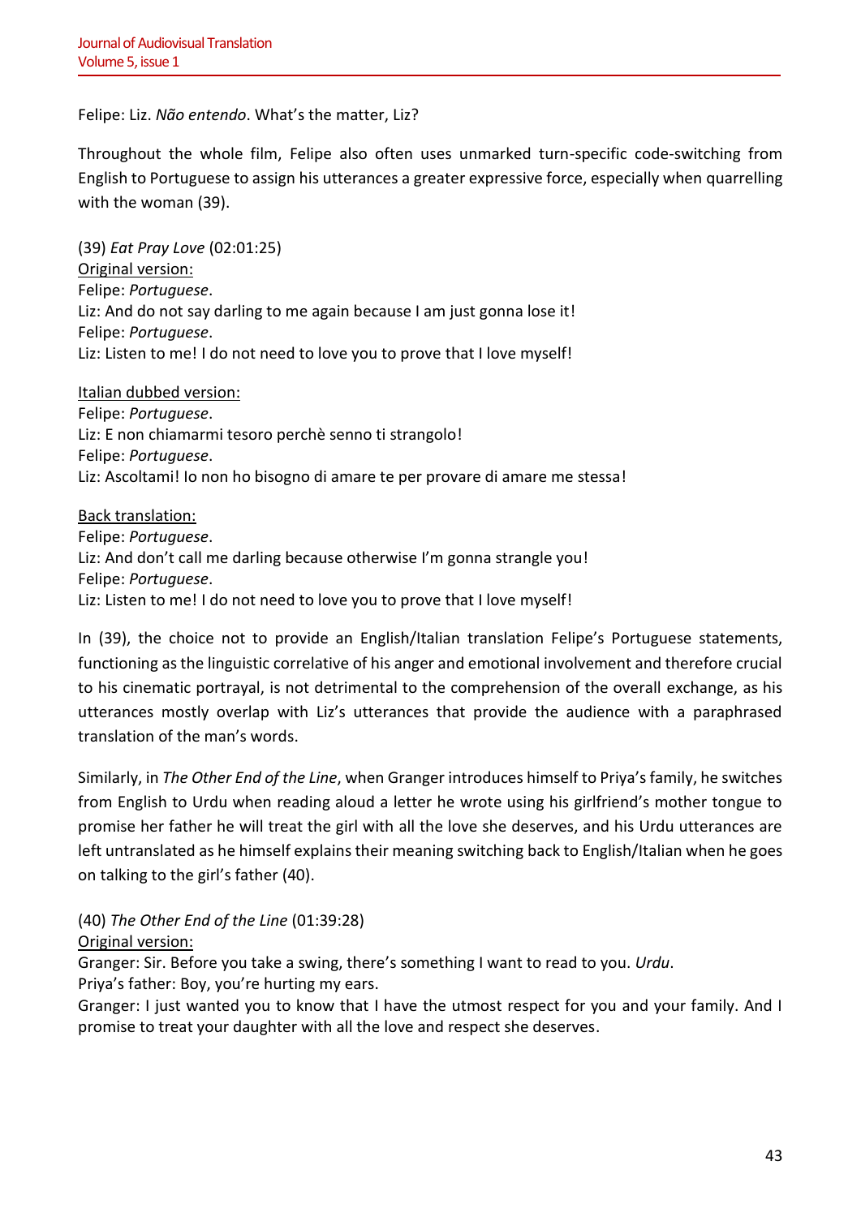Felipe: Liz. *Não entendo*. What's the matter, Liz?

Throughout the whole film, Felipe also often uses unmarked turn-specific code-switching from English to Portuguese to assign his utterances a greater expressive force, especially when quarrelling with the woman (39).

(39) *Eat Pray Love* (02:01:25)
Original version:
Felipe: *Portuguese*.
Liz: And do not say darling to me again because I am just gonna lose it!
Felipe: *Portuguese*.
Liz: Listen to me! I do not need to love you to prove that I love myself!

Italian dubbed version:
Felipe: *Portuguese*.
Liz: E non chiamarmi tesoro perchè senno ti strangolo!
Felipe: *Portuguese*.
Liz: Ascoltami! Io non ho bisogno di amare te per provare di amare me stessa!

Back translation:
Felipe: *Portuguese*.
Liz: And don't call me darling because otherwise I'm gonna strangle you!
Felipe: *Portuguese*.
Liz: Listen to me! I do not need to love you to prove that I love myself!

In (39), the choice not to provide an English/Italian translation Felipe's Portuguese statements, functioning as the linguistic correlative of his anger and emotional involvement and therefore crucial to his cinematic portrayal, is not detrimental to the comprehension of the overall exchange, as his utterances mostly overlap with Liz's utterances that provide the audience with a paraphrased translation of the man's words.

Similarly, in *The Other End of the Line*, when Granger introduces himself to Priya's family, he switches from English to Urdu when reading aloud a letter he wrote using his girlfriend's mother tongue to promise her father he will treat the girl with all the love she deserves, and his Urdu utterances are left untranslated as he himself explains their meaning switching back to English/Italian when he goes on talking to the girl's father (40).

(40) *The Other End of the Line* (01:39:28)
Original version:
Granger: Sir. Before you take a swing, there's something I want to read to you. *Urdu*.
Priya's father: Boy, you're hurting my ears.
Granger: I just wanted you to know that I have the utmost respect for you and your family. And I promise to treat your daughter with all the love and respect she deserves.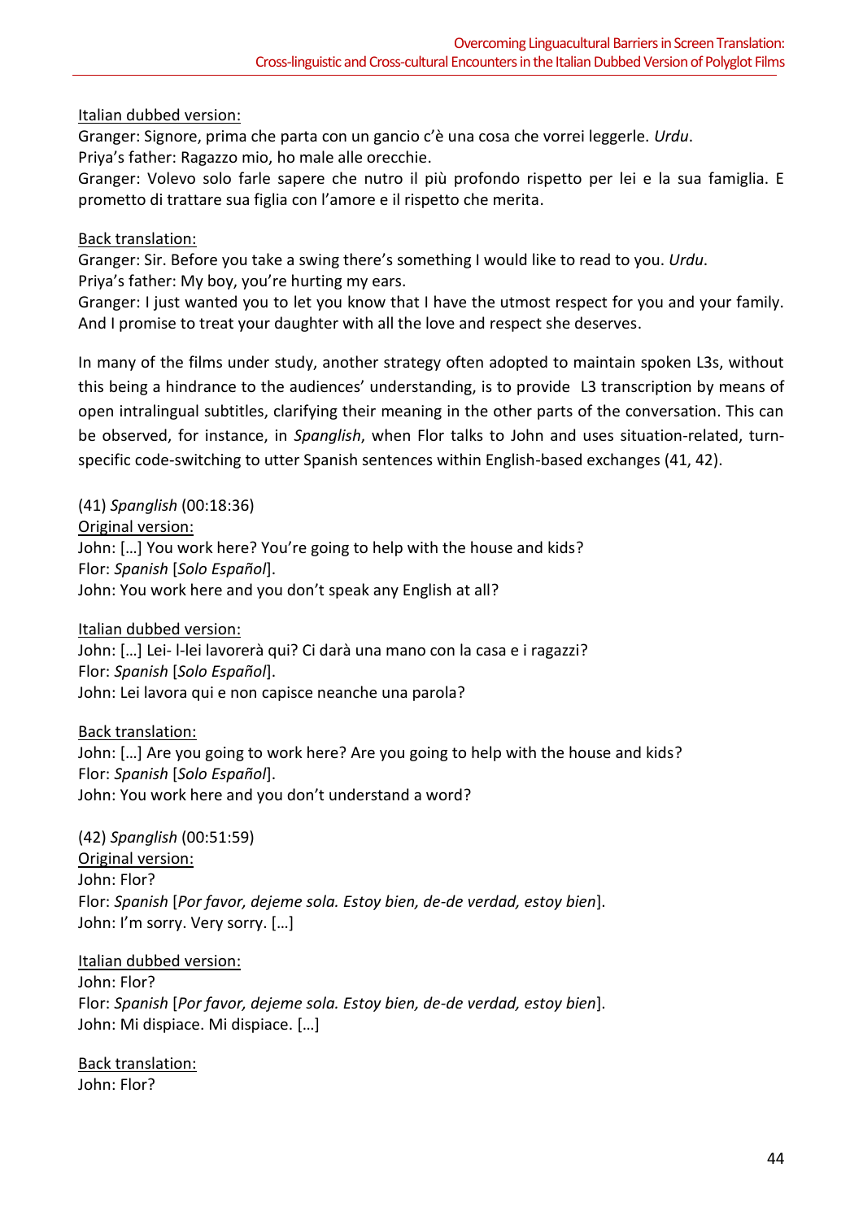<u>Italian dubbed version:</u>
Granger: Signore, prima che parta con un gancio c'è una cosa che vorrei leggerle. *Urdu*.
Priya's father: Ragazzo mio, ho male alle orecchie.
Granger: Volevo solo farle sapere che nutro il più profondo rispetto per lei e la sua famiglia. E prometto di trattare sua figlia con l'amore e il rispetto che merita.

<u>Back translation:</u>
Granger: Sir. Before you take a swing there's something I would like to read to you. *Urdu*.
Priya's father: My boy, you're hurting my ears.
Granger: I just wanted you to let you know that I have the utmost respect for you and your family. And I promise to treat your daughter with all the love and respect she deserves.

In many of the films under study, another strategy often adopted to maintain spoken L3s, without this being a hindrance to the audiences' understanding, is to provide L3 transcription by means of open intralingual subtitles, clarifying their meaning in the other parts of the conversation. This can be observed, for instance, in *Spanglish*, when Flor talks to John and uses situation-related, turn-specific code-switching to utter Spanish sentences within English-based exchanges (41, 42).

(41) *Spanglish* (00:18:36)
<u>Original version:</u>
John: […] You work here? You're going to help with the house and kids?
Flor: *Spanish* [*Solo Español*].
John: You work here and you don't speak any English at all?

<u>Italian dubbed version:</u>
John: […] Lei- l-lei lavorerà qui? Ci darà una mano con la casa e i ragazzi?
Flor: *Spanish* [*Solo Español*].
John: Lei lavora qui e non capisce neanche una parola?

<u>Back translation:</u>
John: […] Are you going to work here? Are you going to help with the house and kids?
Flor: *Spanish* [*Solo Español*].
John: You work here and you don't understand a word?

(42) *Spanglish* (00:51:59)
<u>Original version:</u>
John: Flor?
Flor: *Spanish* [*Por favor, dejeme sola. Estoy bien, de-de verdad, estoy bien*].
John: I'm sorry. Very sorry. […]

<u>Italian dubbed version:</u>
John: Flor?
Flor: *Spanish* [*Por favor, dejeme sola. Estoy bien, de-de verdad, estoy bien*].
John: Mi dispiace. Mi dispiace. […]

<u>Back translation:</u>
John: Flor?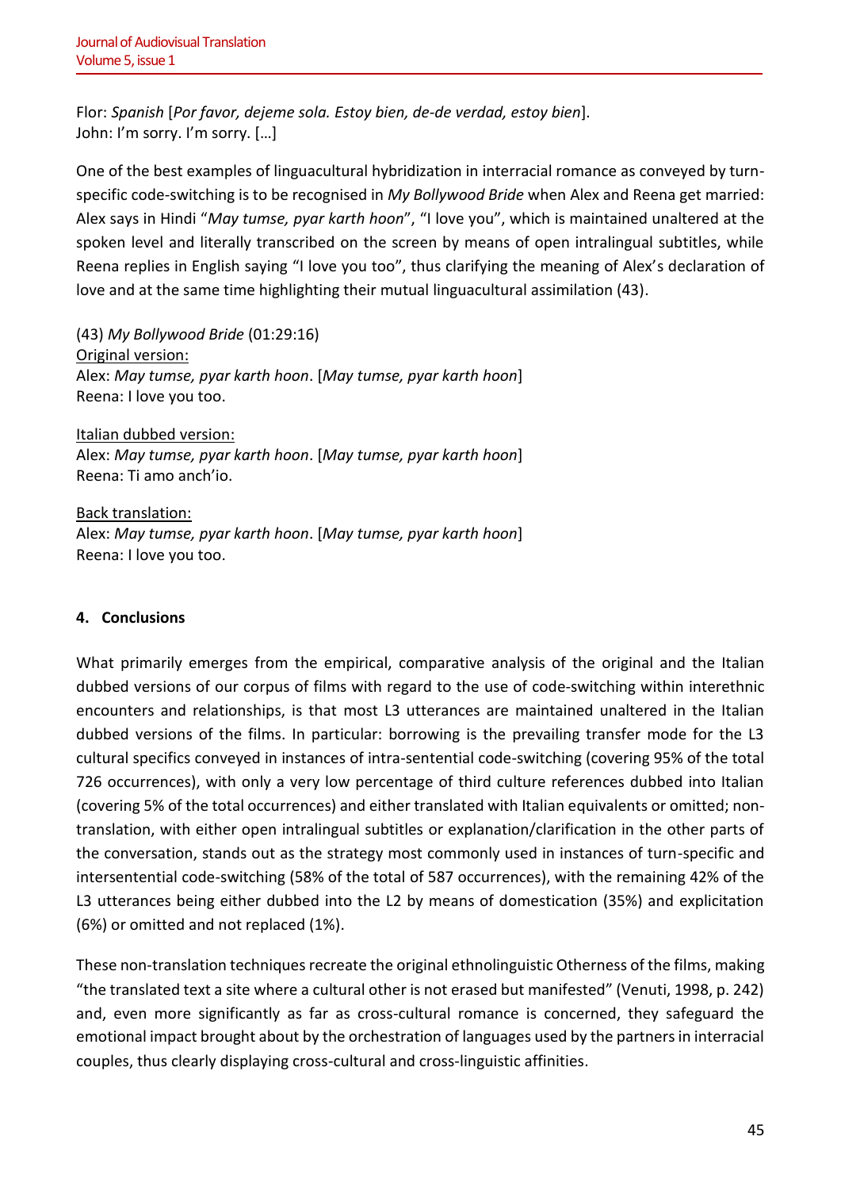Flor: *Spanish* [*Por favor, dejeme sola. Estoy bien, de-de verdad, estoy bien*].
John: I'm sorry. I'm sorry. […]

One of the best examples of linguacultural hybridization in interracial romance as conveyed by turn-specific code-switching is to be recognised in *My Bollywood Bride* when Alex and Reena get married: Alex says in Hindi "*May tumse, pyar karth hoon*", "I love you", which is maintained unaltered at the spoken level and literally transcribed on the screen by means of open intralingual subtitles, while Reena replies in English saying "I love you too", thus clarifying the meaning of Alex's declaration of love and at the same time highlighting their mutual linguacultural assimilation (43).

(43) *My Bollywood Bride* (01:29:16)
<u>Original version:</u>
Alex: *May tumse, pyar karth hoon*. [*May tumse, pyar karth hoon*]
Reena: I love you too.

<u>Italian dubbed version:</u>
Alex: *May tumse, pyar karth hoon*. [*May tumse, pyar karth hoon*]
Reena: Ti amo anch'io.

<u>Back translation:</u>
Alex: *May tumse, pyar karth hoon*. [*May tumse, pyar karth hoon*]
Reena: I love you too.

## 4. Conclusions

What primarily emerges from the empirical, comparative analysis of the original and the Italian dubbed versions of our corpus of films with regard to the use of code-switching within interethnic encounters and relationships, is that most L3 utterances are maintained unaltered in the Italian dubbed versions of the films. In particular: borrowing is the prevailing transfer mode for the L3 cultural specifics conveyed in instances of intra-sentential code-switching (covering 95% of the total 726 occurrences), with only a very low percentage of third culture references dubbed into Italian (covering 5% of the total occurrences) and either translated with Italian equivalents or omitted; non-translation, with either open intralingual subtitles or explanation/clarification in the other parts of the conversation, stands out as the strategy most commonly used in instances of turn-specific and intersentential code-switching (58% of the total of 587 occurrences), with the remaining 42% of the L3 utterances being either dubbed into the L2 by means of domestication (35%) and explicitation (6%) or omitted and not replaced (1%).

These non-translation techniques recreate the original ethnolinguistic Otherness of the films, making "the translated text a site where a cultural other is not erased but manifested" (Venuti, 1998, p. 242) and, even more significantly as far as cross-cultural romance is concerned, they safeguard the emotional impact brought about by the orchestration of languages used by the partners in interracial couples, thus clearly displaying cross-cultural and cross-linguistic affinities.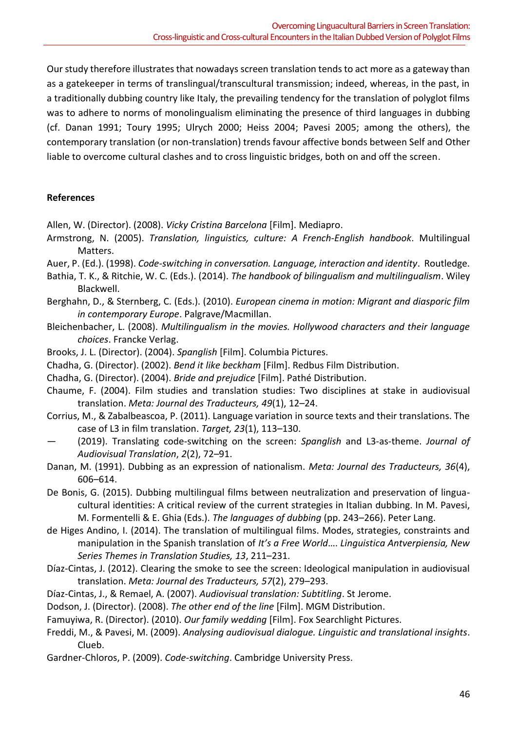Our study therefore illustrates that nowadays screen translation tends to act more as a gateway than as a gatekeeper in terms of translingual/transcultural transmission; indeed, whereas, in the past, in a traditionally dubbing country like Italy, the prevailing tendency for the translation of polyglot films was to adhere to norms of monolingualism eliminating the presence of third languages in dubbing (cf. Danan 1991; Toury 1995; Ulrych 2000; Heiss 2004; Pavesi 2005; among the others), the contemporary translation (or non-translation) trends favour affective bonds between Self and Other liable to overcome cultural clashes and to cross linguistic bridges, both on and off the screen.

**References**

Allen, W. (Director). (2008). *Vicky Cristina Barcelona* [Film]. Mediapro.

Armstrong, N. (2005). *Translation, linguistics, culture: A French-English handbook*. Multilingual Matters.

Auer, P. (Ed.). (1998). *Code-switching in conversation. Language, interaction and identity*. Routledge.

Bathia, T. K., & Ritchie, W. C. (Eds.). (2014). *The handbook of bilingualism and multilingualism*. Wiley Blackwell.

Berghahn, D., & Sternberg, C. (Eds.). (2010). *European cinema in motion: Migrant and diasporic film in contemporary Europe*. Palgrave/Macmillan.

Bleichenbacher, L. (2008). *Multilingualism in the movies. Hollywood characters and their language choices*. Francke Verlag.

Brooks, J. L. (Director). (2004). *Spanglish* [Film]. Columbia Pictures.

Chadha, G. (Director). (2002). *Bend it like beckham* [Film]. Redbus Film Distribution.

Chadha, G. (Director). (2004). *Bride and prejudice* [Film]. Pathé Distribution.

Chaume, F. (2004). Film studies and translation studies: Two disciplines at stake in audiovisual translation. *Meta: Journal des Traducteurs, 49*(1), 12–24.

Corrius, M., & Zabalbeascoa, P. (2011). Language variation in source texts and their translations. The case of L3 in film translation. *Target, 23*(1), 113–130.

— (2019). Translating code-switching on the screen: *Spanglish* and L3-as-theme. *Journal of Audiovisual Translation*, *2*(2), 72–91.

Danan, M. (1991). Dubbing as an expression of nationalism. *Meta: Journal des Traducteurs, 36*(4), 606–614.

De Bonis, G. (2015). Dubbing multilingual films between neutralization and preservation of lingua-cultural identities: A critical review of the current strategies in Italian dubbing. In M. Pavesi, M. Formentelli & E. Ghia (Eds.). *The languages of dubbing* (pp. 243–266). Peter Lang.

de Higes Andino, I. (2014). The translation of multilingual films. Modes, strategies, constraints and manipulation in the Spanish translation of *It's a Free World*…. *Linguistica Antverpiensia, New Series Themes in Translation Studies, 13*, 211–231.

Díaz-Cintas, J. (2012). Clearing the smoke to see the screen: Ideological manipulation in audiovisual translation. *Meta: Journal des Traducteurs, 57*(2), 279–293.

Díaz-Cintas, J., & Remael, A. (2007). *Audiovisual translation: Subtitling*. St Jerome.

Dodson, J. (Director). (2008). *The other end of the line* [Film]. MGM Distribution.

Famuyiwa, R. (Director). (2010). *Our family wedding* [Film]. Fox Searchlight Pictures.

Freddi, M., & Pavesi, M. (2009). *Analysing audiovisual dialogue. Linguistic and translational insights*. Clueb.

Gardner-Chloros, P. (2009). *Code-switching*. Cambridge University Press.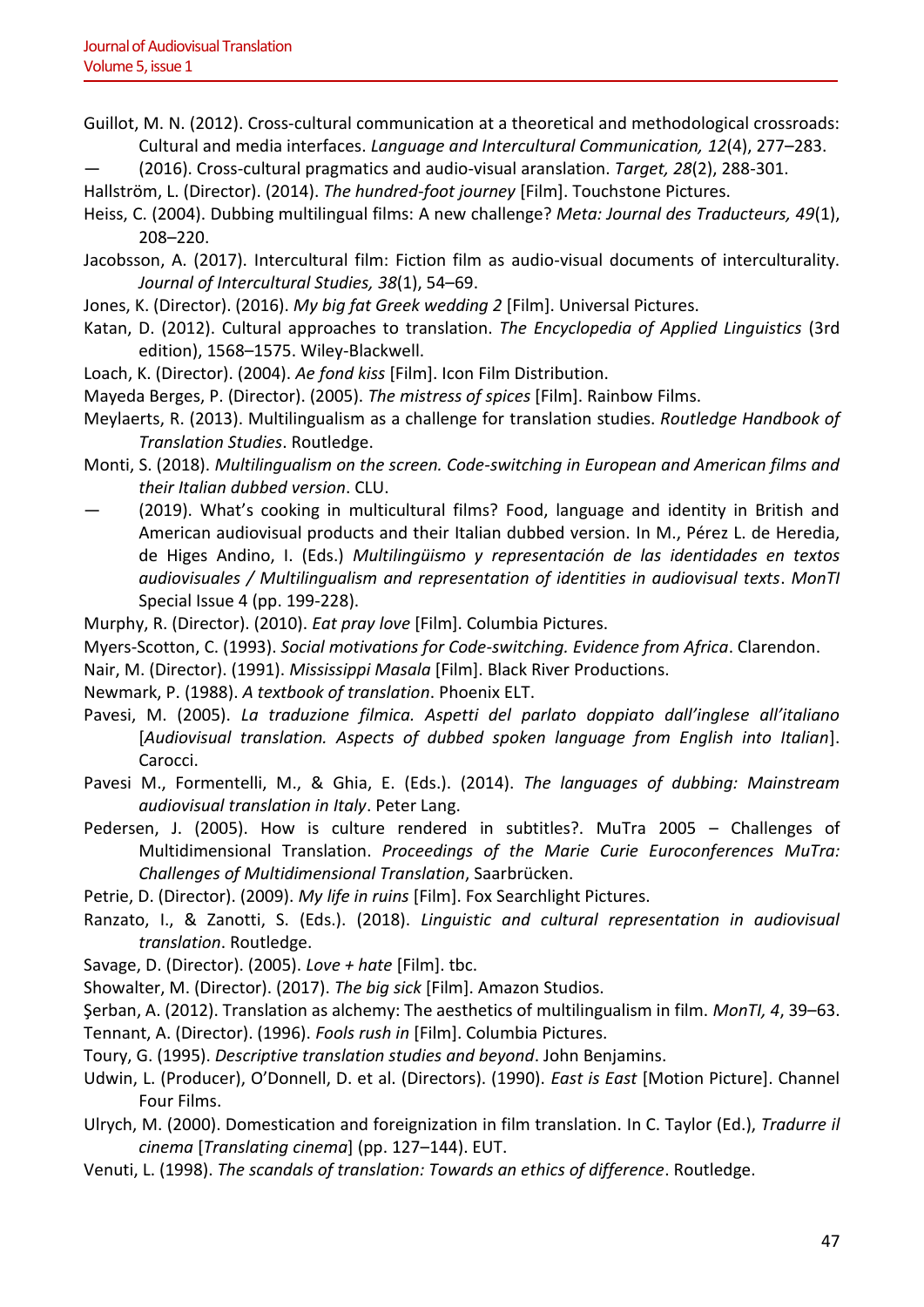Guillot, M. N. (2012). Cross-cultural communication at a theoretical and methodological crossroads: Cultural and media interfaces. *Language and Intercultural Communication, 12*(4), 277–283.

— (2016). Cross-cultural pragmatics and audio-visual aranslation. *Target, 28*(2), 288-301.

Hallström, L. (Director). (2014). *The hundred-foot journey* [Film]. Touchstone Pictures.

Heiss, C. (2004). Dubbing multilingual films: A new challenge? *Meta: Journal des Traducteurs, 49*(1), 208–220.

Jacobsson, A. (2017). Intercultural film: Fiction film as audio-visual documents of interculturality. *Journal of Intercultural Studies, 38*(1), 54–69.

Jones, K. (Director). (2016). *My big fat Greek wedding 2* [Film]. Universal Pictures.

Katan, D. (2012). Cultural approaches to translation. *The Encyclopedia of Applied Linguistics* (3rd edition), 1568–1575. Wiley-Blackwell.

Loach, K. (Director). (2004). *Ae fond kiss* [Film]. Icon Film Distribution.

Mayeda Berges, P. (Director). (2005). *The mistress of spices* [Film]. Rainbow Films.

Meylaerts, R. (2013). Multilingualism as a challenge for translation studies. *Routledge Handbook of Translation Studies*. Routledge.

Monti, S. (2018). *Multilingualism on the screen. Code-switching in European and American films and their Italian dubbed version*. CLU.

— (2019). What's cooking in multicultural films? Food, language and identity in British and American audiovisual products and their Italian dubbed version. In M., Pérez L. de Heredia, de Higes Andino, I. (Eds.) *Multilingüismo y representación de las identidades en textos audiovisuales / Multilingualism and representation of identities in audiovisual texts*. *MonTI* Special Issue 4 (pp. 199-228).

Murphy, R. (Director). (2010). *Eat pray love* [Film]. Columbia Pictures.

Myers-Scotton, C. (1993). *Social motivations for Code-switching. Evidence from Africa*. Clarendon.

Nair, M. (Director). (1991). *Mississippi Masala* [Film]. Black River Productions.

Newmark, P. (1988). *A textbook of translation*. Phoenix ELT.

Pavesi, M. (2005). *La traduzione filmica. Aspetti del parlato doppiato dall'inglese all'italiano* [*Audiovisual translation. Aspects of dubbed spoken language from English into Italian*]. Carocci.

Pavesi M., Formentelli, M., & Ghia, E. (Eds.). (2014). *The languages of dubbing: Mainstream audiovisual translation in Italy*. Peter Lang.

Pedersen, J. (2005). How is culture rendered in subtitles?. MuTra 2005 – Challenges of Multidimensional Translation. *Proceedings of the Marie Curie Euroconferences MuTra: Challenges of Multidimensional Translation*, Saarbrücken.

Petrie, D. (Director). (2009). *My life in ruins* [Film]. Fox Searchlight Pictures.

Ranzato, I., & Zanotti, S. (Eds.). (2018). *Linguistic and cultural representation in audiovisual translation*. Routledge.

Savage, D. (Director). (2005). *Love + hate* [Film]. tbc.

Showalter, M. (Director). (2017). *The big sick* [Film]. Amazon Studios.

Şerban, A. (2012). Translation as alchemy: The aesthetics of multilingualism in film. *MonTI, 4*, 39–63.

Tennant, A. (Director). (1996). *Fools rush in* [Film]. Columbia Pictures.

Toury, G. (1995). *Descriptive translation studies and beyond*. John Benjamins.

Udwin, L. (Producer), O'Donnell, D. et al. (Directors). (1990). *East is East* [Motion Picture]. Channel Four Films.

Ulrych, M. (2000). Domestication and foreignization in film translation. In C. Taylor (Ed.), *Tradurre il cinema* [*Translating cinema*] (pp. 127–144). EUT.

Venuti, L. (1998). *The scandals of translation: Towards an ethics of difference*. Routledge.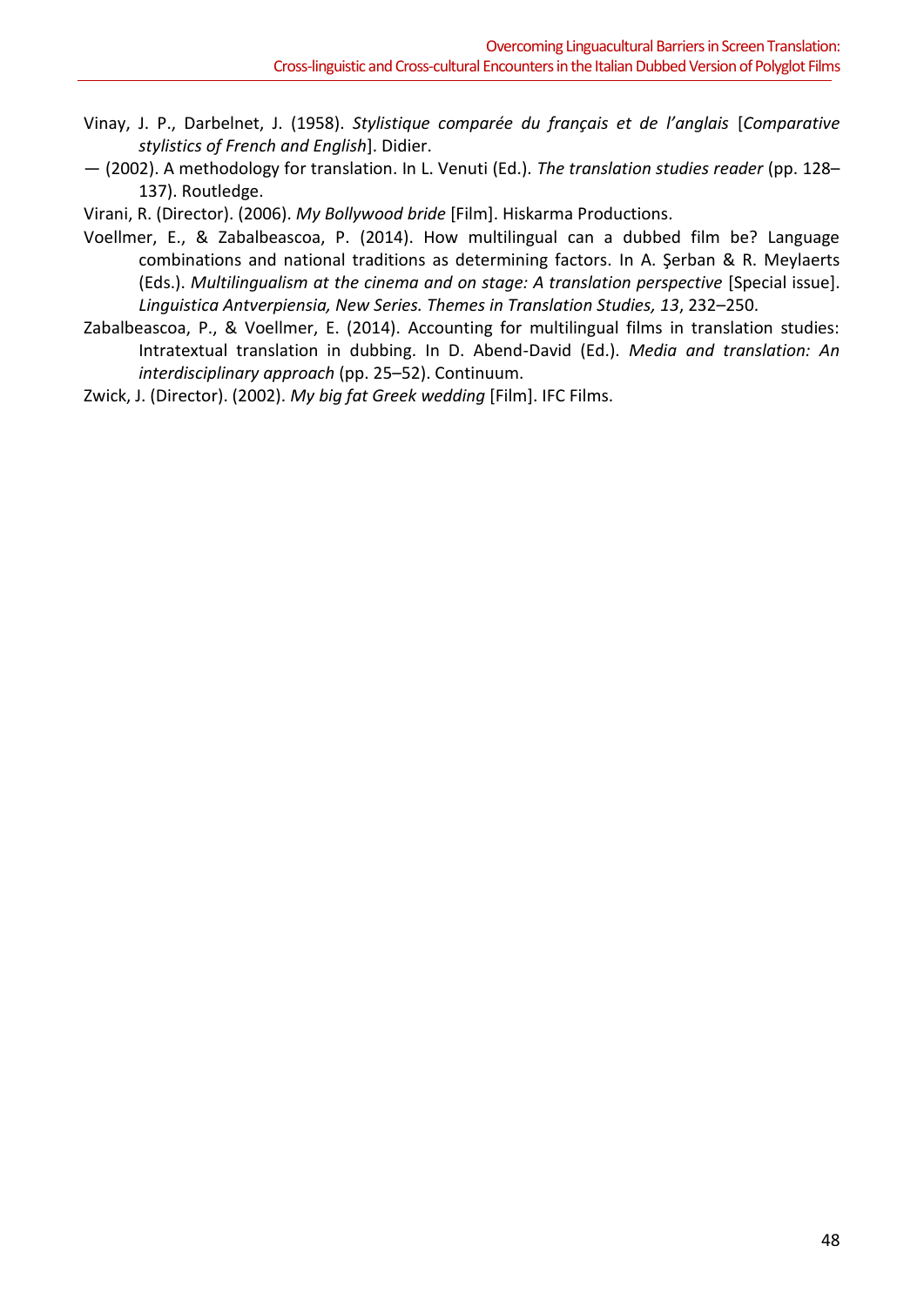Vinay, J. P., Darbelnet, J. (1958). *Stylistique comparée du français et de l’anglais* [*Comparative stylistics of French and English*]. Didier.

— (2002). A methodology for translation. In L. Venuti (Ed.). *The translation studies reader* (pp. 128–137). Routledge.

Virani, R. (Director). (2006). *My Bollywood bride* [Film]. Hiskarma Productions.

Voellmer, E., & Zabalbeascoa, P. (2014). How multilingual can a dubbed film be? Language combinations and national traditions as determining factors. In A. Şerban & R. Meylaerts (Eds.). *Multilingualism at the cinema and on stage: A translation perspective* [Special issue]. *Linguistica Antverpiensia, New Series. Themes in Translation Studies, 13*, 232–250.

Zabalbeascoa, P., & Voellmer, E. (2014). Accounting for multilingual films in translation studies: Intratextual translation in dubbing. In D. Abend-David (Ed.). *Media and translation: An interdisciplinary approach* (pp. 25–52). Continuum.

Zwick, J. (Director). (2002). *My big fat Greek wedding* [Film]. IFC Films.